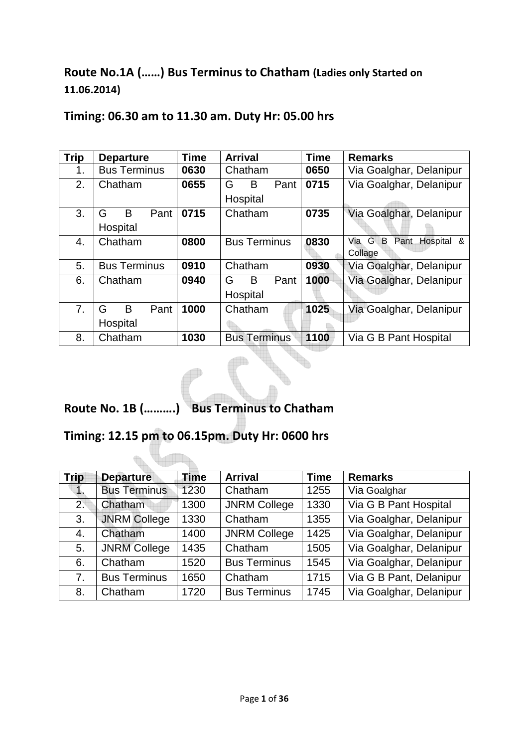## Route No.1A (……) Bus Terminus to Chatham (Ladies only Started on 11.06.2014)

## Timing: 06.30 am to 11.30 am. Duty Hr: 05.00 hrs

| Trip | Departure | Time | Arrival | Time | Remarks |
|---|---|---|---|---|---|
| 1. | Bus Terminus | **0630** | Chatham | **0650** | Via Goalghar, Delanipur |
| 2. | Chatham | **0655** | G B Pant Hospital | **0715** | Via Goalghar, Delanipur |
| 3. | G B Pant Hospital | **0715** | Chatham | **0735** | Via Goalghar, Delanipur |
| 4. | Chatham | **0800** | Bus Terminus | **0830** | Via G B Pant Hospital & Collage |
| 5. | Bus Terminus | **0910** | Chatham | **0930** | Via Goalghar, Delanipur |
| 6. | Chatham | **0940** | G B Pant Hospital | **1000** | Via Goalghar, Delanipur |
| 7. | G B Pant Hospital | **1000** | Chatham | **1025** | Via Goalghar, Delanipur |
| 8. | Chatham | **1030** | Bus Terminus | **1100** | Via G B Pant Hospital |

## Route No. 1B (……….) Bus Terminus to Chatham

## Timing: 12.15 pm to 06.15pm. Duty Hr: 0600 hrs

| Trip | Departure | Time | Arrival | Time | Remarks |
|---|---|---|---|---|---|
| 1. | Bus Terminus | 1230 | Chatham | 1255 | Via Goalghar |
| 2. | Chatham | 1300 | JNRM College | 1330 | Via G B Pant Hospital |
| 3. | JNRM College | 1330 | Chatham | 1355 | Via Goalghar, Delanipur |
| 4. | Chatham | 1400 | JNRM College | 1425 | Via Goalghar, Delanipur |
| 5. | JNRM College | 1435 | Chatham | 1505 | Via Goalghar, Delanipur |
| 6. | Chatham | 1520 | Bus Terminus | 1545 | Via Goalghar, Delanipur |
| 7. | Bus Terminus | 1650 | Chatham | 1715 | Via G B Pant, Delanipur |
| 8. | Chatham | 1720 | Bus Terminus | 1745 | Via Goalghar, Delanipur |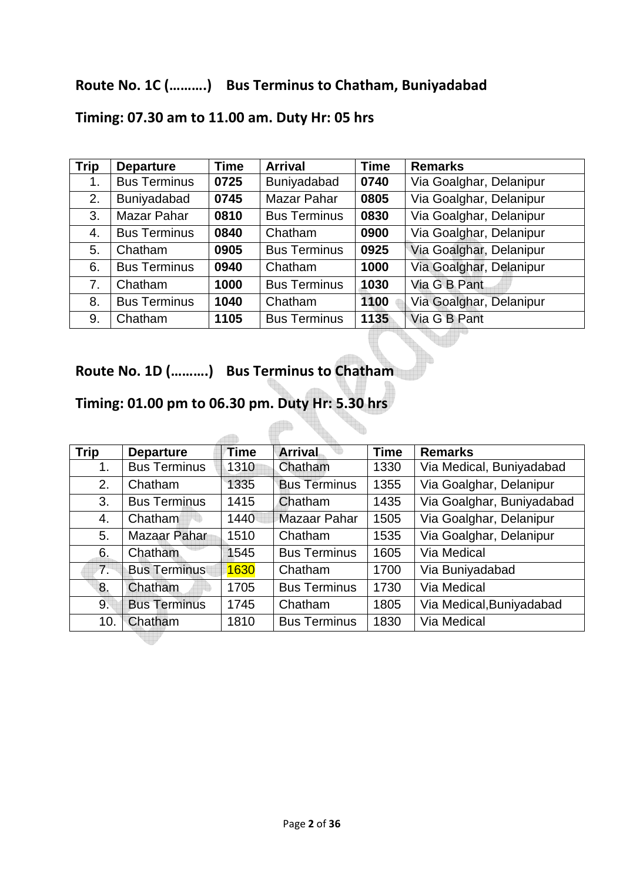## Route No. 1C (……….) Bus Terminus to Chatham, Buniyadabad

## Timing: 07.30 am to 11.00 am. Duty Hr: 05 hrs

| Trip | Departure | Time | Arrival | Time | Remarks |
|---|---|---|---|---|---|
| 1. | Bus Terminus | **0725** | Buniyadabad | **0740** | Via Goalghar, Delanipur |
| 2. | Buniyadabad | **0745** | Mazar Pahar | **0805** | Via Goalghar, Delanipur |
| 3. | Mazar Pahar | **0810** | Bus Terminus | **0830** | Via Goalghar, Delanipur |
| 4. | Bus Terminus | **0840** | Chatham | **0900** | Via Goalghar, Delanipur |
| 5. | Chatham | **0905** | Bus Terminus | **0925** | Via Goalghar, Delanipur |
| 6. | Bus Terminus | **0940** | Chatham | **1000** | Via Goalghar, Delanipur |
| 7. | Chatham | **1000** | Bus Terminus | **1030** | Via G B Pant |
| 8. | Bus Terminus | **1040** | Chatham | **1100** | Via Goalghar, Delanipur |
| 9. | Chatham | **1105** | Bus Terminus | **1135** | Via G B Pant |

## Route No. 1D (……….) Bus Terminus to Chatham

## Timing: 01.00 pm to 06.30 pm. Duty Hr: 5.30 hrs

| Trip | Departure | Time | Arrival | Time | Remarks |
|---|---|---|---|---|---|
| 1. | Bus Terminus | 1310 | Chatham | 1330 | Via Medical, Buniyadabad |
| 2. | Chatham | 1335 | Bus Terminus | 1355 | Via Goalghar, Delanipur |
| 3. | Bus Terminus | 1415 | Chatham | 1435 | Via Goalghar, Buniyadabad |
| 4. | Chatham | 1440 | Mazaar Pahar | 1505 | Via Goalghar, Delanipur |
| 5. | Mazaar Pahar | 1510 | Chatham | 1535 | Via Goalghar, Delanipur |
| 6. | Chatham | 1545 | Bus Terminus | 1605 | Via Medical |
| 7. | Bus Terminus | 1630 | Chatham | 1700 | Via Buniyadabad |
| 8. | Chatham | 1705 | Bus Terminus | 1730 | Via Medical |
| 9. | Bus Terminus | 1745 | Chatham | 1805 | Via Medical,Buniyadabad |
| 10. | Chatham | 1810 | Bus Terminus | 1830 | Via Medical |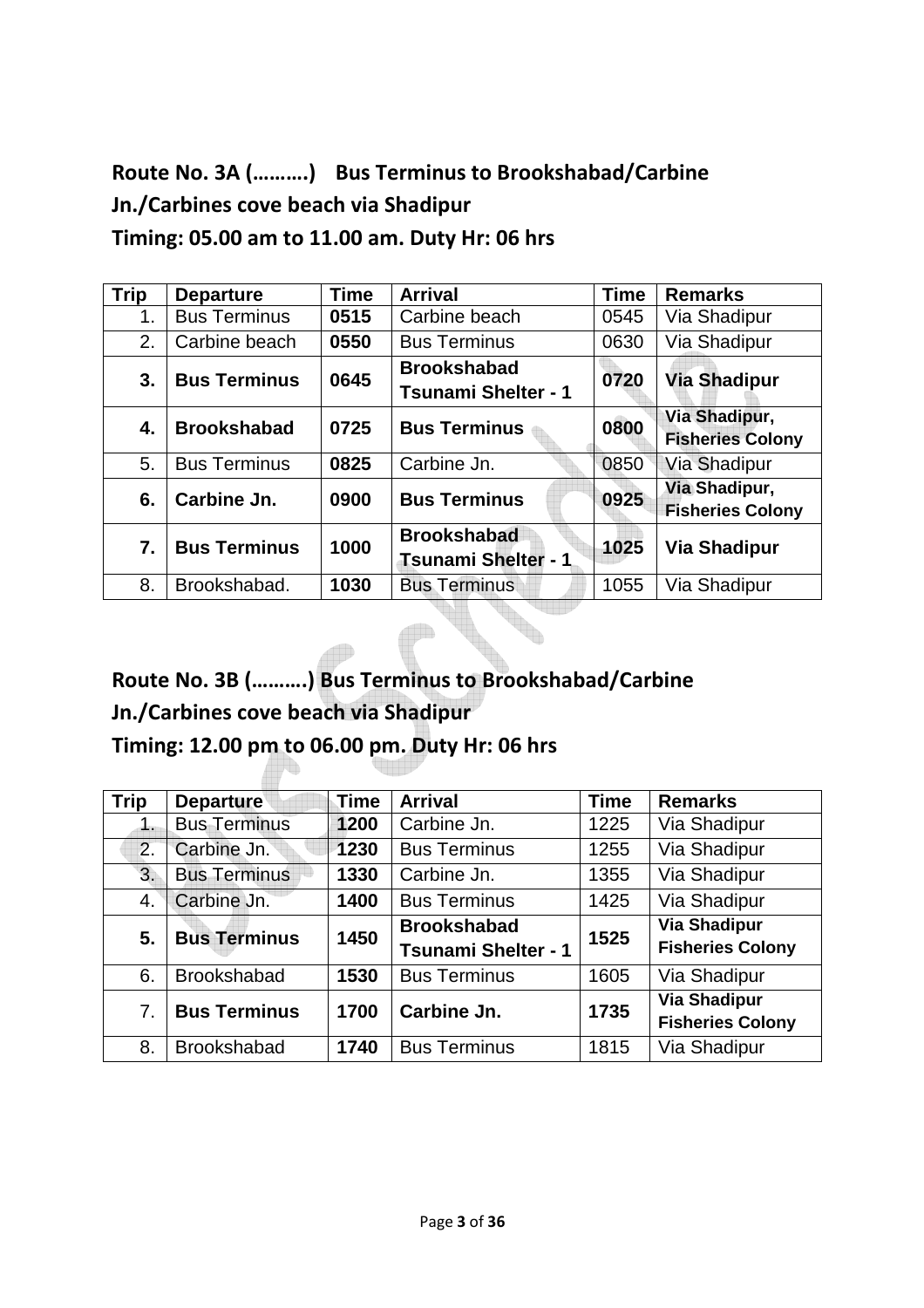**Route No. 3A (……….)   Bus Terminus to Brookshabad/Carbine Jn./Carbines cove beach via Shadipur**

**Timing: 05.00 am to 11.00 am. Duty Hr: 06 hrs**

| Trip | Departure | Time | Arrival | Time | Remarks |
|---|---|---|---|---|---|
| 1. | Bus Terminus | **0515** | Carbine beach | 0545 | Via Shadipur |
| 2. | Carbine beach | **0550** | Bus Terminus | 0630 | Via Shadipur |
| **3.** | **Bus Terminus** | **0645** | **Brookshabad Tsunami Shelter - 1** | **0720** | **Via Shadipur** |
| **4.** | **Brookshabad** | **0725** | **Bus Terminus** | **0800** | **Via Shadipur, Fisheries Colony** |
| 5. | Bus Terminus | **0825** | Carbine Jn. | 0850 | Via Shadipur |
| **6.** | **Carbine Jn.** | **0900** | **Bus Terminus** | **0925** | **Via Shadipur, Fisheries Colony** |
| **7.** | **Bus Terminus** | **1000** | **Brookshabad Tsunami Shelter - 1** | **1025** | **Via Shadipur** |
| 8. | Brookshabad. | **1030** | Bus Terminus | 1055 | Via Shadipur |

**Route No. 3B (……….) Bus Terminus to Brookshabad/Carbine Jn./Carbines cove beach via Shadipur**

**Timing: 12.00 pm to 06.00 pm. Duty Hr: 06 hrs**

| Trip | Departure | Time | Arrival | Time | Remarks |
|---|---|---|---|---|---|
| 1. | Bus Terminus | **1200** | Carbine Jn. | 1225 | Via Shadipur |
| 2. | Carbine Jn. | **1230** | Bus Terminus | 1255 | Via Shadipur |
| 3. | Bus Terminus | **1330** | Carbine Jn. | 1355 | Via Shadipur |
| 4. | Carbine Jn. | **1400** | Bus Terminus | 1425 | Via Shadipur |
| **5.** | **Bus Terminus** | **1450** | **Brookshabad Tsunami Shelter - 1** | **1525** | **Via Shadipur Fisheries Colony** |
| 6. | Brookshabad | **1530** | Bus Terminus | 1605 | Via Shadipur |
| 7. | **Bus Terminus** | **1700** | **Carbine Jn.** | **1735** | **Via Shadipur Fisheries Colony** |
| 8. | Brookshabad | **1740** | Bus Terminus | 1815 | Via Shadipur |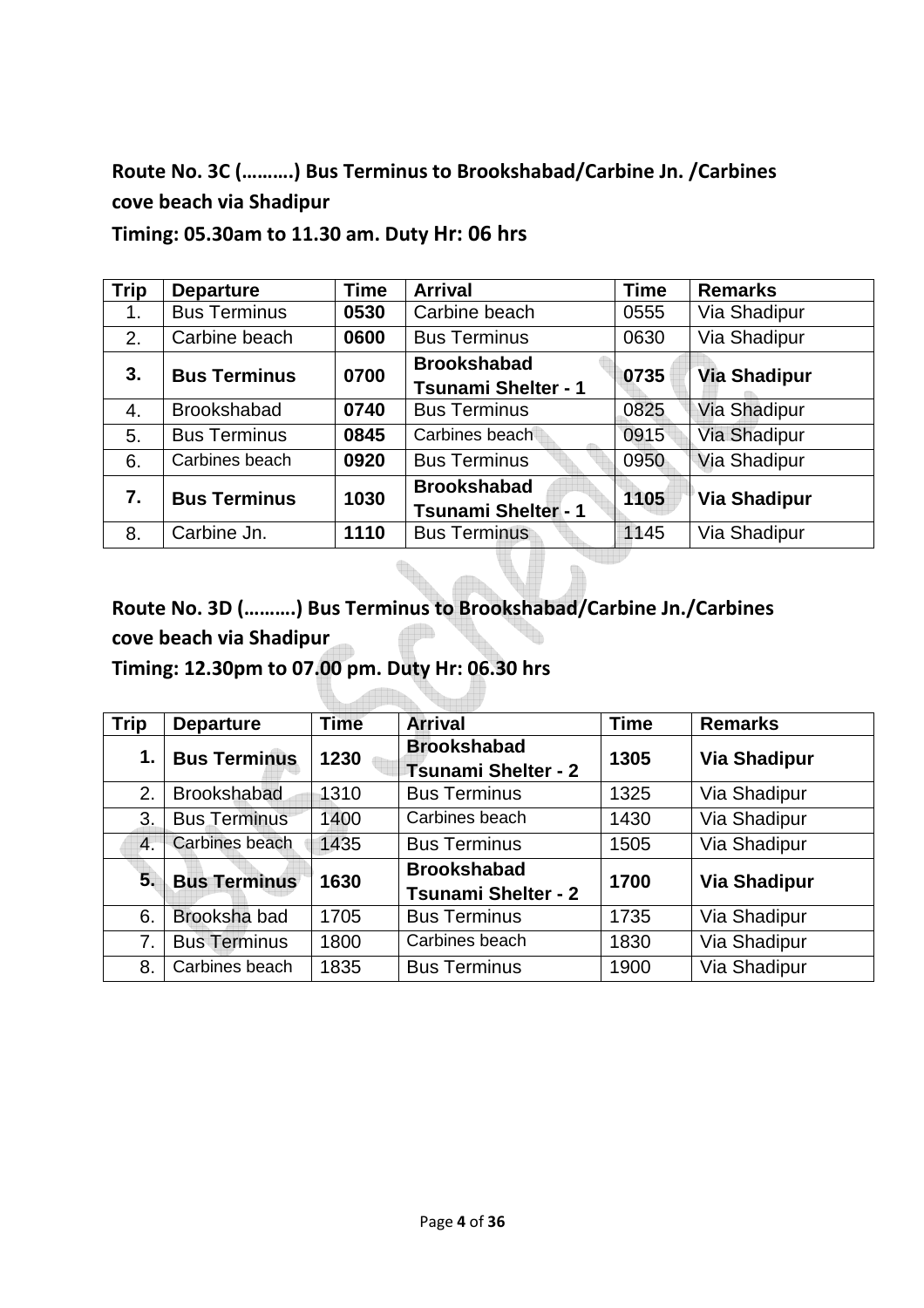**Route No. 3C (……….) Bus Terminus to Brookshabad/Carbine Jn. /Carbines cove beach via Shadipur**

**Timing: 05.30am to 11.30 am. Duty Hr: 06 hrs**

| Trip | Departure | Time | Arrival | Time | Remarks |
|---|---|---|---|---|---|
| 1. | Bus Terminus | **0530** | Carbine beach | 0555 | Via Shadipur |
| 2. | Carbine beach | **0600** | Bus Terminus | 0630 | Via Shadipur |
| **3.** | **Bus Terminus** | **0700** | **Brookshabad Tsunami Shelter - 1** | **0735** | **Via Shadipur** |
| 4. | Brookshabad | **0740** | Bus Terminus | 0825 | Via Shadipur |
| 5. | Bus Terminus | **0845** | Carbines beach | 0915 | Via Shadipur |
| 6. | Carbines beach | **0920** | Bus Terminus | 0950 | Via Shadipur |
| **7.** | **Bus Terminus** | **1030** | **Brookshabad Tsunami Shelter - 1** | **1105** | **Via Shadipur** |
| 8. | Carbine Jn. | **1110** | Bus Terminus | 1145 | Via Shadipur |

**Route No. 3D (……….) Bus Terminus to Brookshabad/Carbine Jn./Carbines cove beach via Shadipur**

**Timing: 12.30pm to 07.00 pm. Duty Hr: 06.30 hrs**

| Trip | Departure | Time | Arrival | Time | Remarks |
|---|---|---|---|---|---|
| **1.** | **Bus Terminus** | **1230** | **Brookshabad Tsunami Shelter - 2** | **1305** | **Via Shadipur** |
| 2. | Brookshabad | 1310 | Bus Terminus | 1325 | Via Shadipur |
| 3. | Bus Terminus | 1400 | Carbines beach | 1430 | Via Shadipur |
| 4. | Carbines beach | 1435 | Bus Terminus | 1505 | Via Shadipur |
| **5.** | **Bus Terminus** | **1630** | **Brookshabad Tsunami Shelter - 2** | **1700** | **Via Shadipur** |
| 6. | Brooksha bad | 1705 | Bus Terminus | 1735 | Via Shadipur |
| 7. | Bus Terminus | 1800 | Carbines beach | 1830 | Via Shadipur |
| 8. | Carbines beach | 1835 | Bus Terminus | 1900 | Via Shadipur |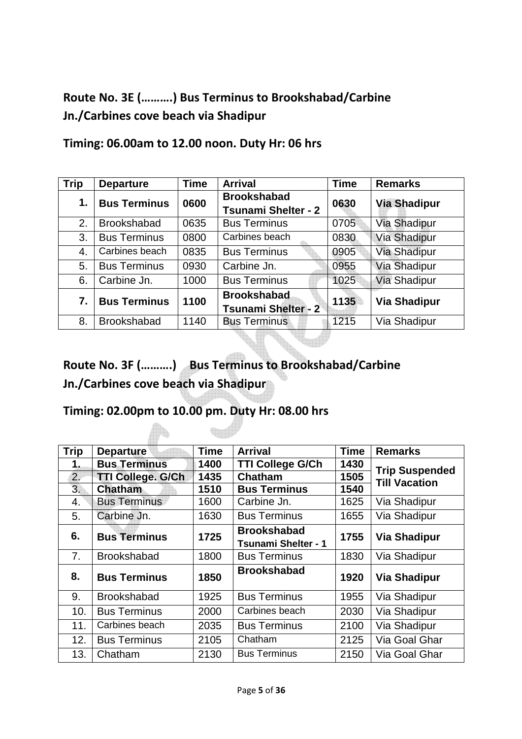## Route No. 3E (……….) Bus Terminus to Brookshabad/Carbine Jn./Carbines cove beach via Shadipur

## Timing: 06.00am to 12.00 noon. Duty Hr: 06 hrs

| Trip | Departure | Time | Arrival | Time | Remarks |
|---|---|---|---|---|---|
| **1.** | **Bus Terminus** | **0600** | **Brookshabad Tsunami Shelter - 2** | **0630** | **Via Shadipur** |
| 2. | Brookshabad | 0635 | Bus Terminus | 0705 | Via Shadipur |
| 3. | Bus Terminus | 0800 | Carbines beach | 0830 | Via Shadipur |
| 4. | Carbines beach | 0835 | Bus Terminus | 0905 | Via Shadipur |
| 5. | Bus Terminus | 0930 | Carbine Jn. | 0955 | Via Shadipur |
| 6. | Carbine Jn. | 1000 | Bus Terminus | 1025 | Via Shadipur |
| **7.** | **Bus Terminus** | **1100** | **Brookshabad Tsunami Shelter - 2** | **1135** | **Via Shadipur** |
| 8. | Brookshabad | 1140 | Bus Terminus | 1215 | Via Shadipur |

## Route No. 3F (……….) Bus Terminus to Brookshabad/Carbine Jn./Carbines cove beach via Shadipur

## Timing: 02.00pm to 10.00 pm. Duty Hr: 08.00 hrs

| Trip | Departure | Time | Arrival | Time | Remarks |
|---|---|---|---|---|---|
| **1.** | **Bus Terminus** | **1400** | **TTI College G/Ch** | **1430** | **Trip Suspended Till Vacation** |
| 2. | **TTI College. G/Ch** | **1435** | **Chatham** | **1505** | |
| 3. | **Chatham** | **1510** | **Bus Terminus** | **1540** | |
| 4. | Bus Terminus | 1600 | Carbine Jn. | 1625 | Via Shadipur |
| 5. | Carbine Jn. | 1630 | Bus Terminus | 1655 | Via Shadipur |
| **6.** | **Bus Terminus** | **1725** | **Brookshabad Tsunami Shelter - 1** | **1755** | **Via Shadipur** |
| 7. | Brookshabad | 1800 | Bus Terminus | 1830 | Via Shadipur |
| **8.** | **Bus Terminus** | **1850** | **Brookshabad** | **1920** | **Via Shadipur** |
| 9. | Brookshabad | 1925 | Bus Terminus | 1955 | Via Shadipur |
| 10. | Bus Terminus | 2000 | Carbines beach | 2030 | Via Shadipur |
| 11. | Carbines beach | 2035 | Bus Terminus | 2100 | Via Shadipur |
| 12. | Bus Terminus | 2105 | Chatham | 2125 | Via Goal Ghar |
| 13. | Chatham | 2130 | Bus Terminus | 2150 | Via Goal Ghar |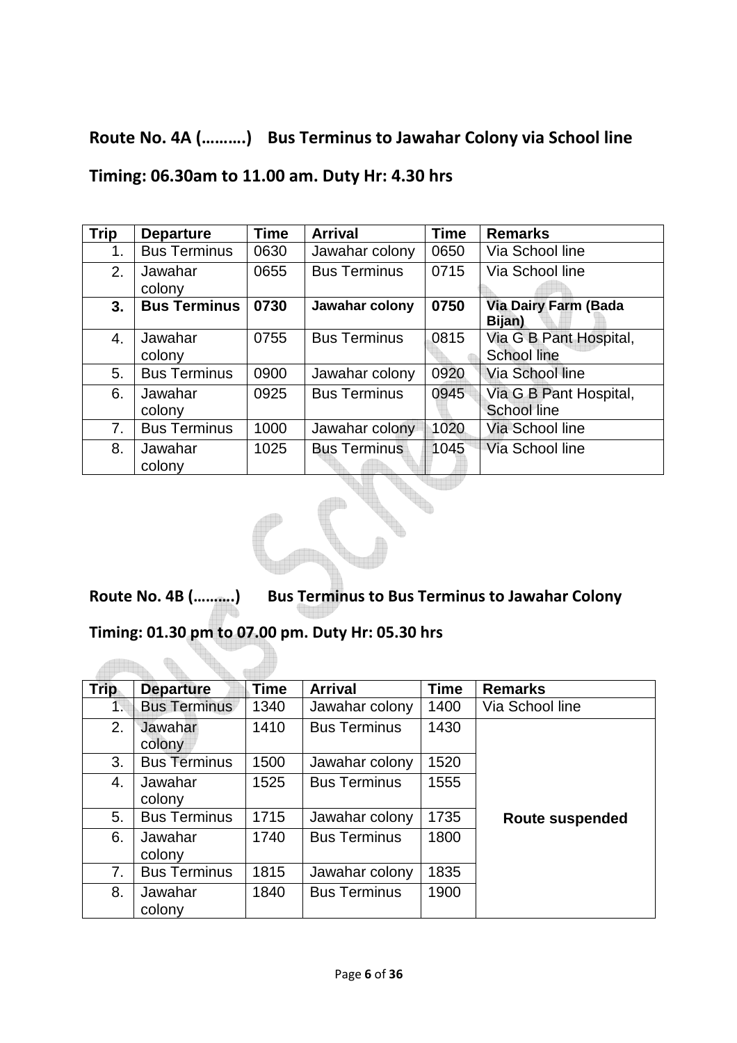## Route No. 4A (……….) Bus Terminus to Jawahar Colony via School line

## Timing: 06.30am to 11.00 am. Duty Hr: 4.30 hrs

| Trip | Departure | Time | Arrival | Time | Remarks |
|---|---|---|---|---|---|
| 1. | Bus Terminus | 0630 | Jawahar colony | 0650 | Via School line |
| 2. | Jawahar colony | 0655 | Bus Terminus | 0715 | Via School line |
| **3.** | **Bus Terminus** | **0730** | **Jawahar colony** | **0750** | **Via Dairy Farm (Bada Bijan)** |
| 4. | Jawahar colony | 0755 | Bus Terminus | 0815 | Via G B Pant Hospital, School line |
| 5. | Bus Terminus | 0900 | Jawahar colony | 0920 | Via School line |
| 6. | Jawahar colony | 0925 | Bus Terminus | 0945 | Via G B Pant Hospital, School line |
| 7. | Bus Terminus | 1000 | Jawahar colony | 1020 | Via School line |
| 8. | Jawahar colony | 1025 | Bus Terminus | 1045 | Via School line |

## Route No. 4B (……….) Bus Terminus to Bus Terminus to Jawahar Colony

## Timing: 01.30 pm to 07.00 pm. Duty Hr: 05.30 hrs

| Trip | Departure | Time | Arrival | Time | Remarks |
|---|---|---|---|---|---|
| 1. | Bus Terminus | 1340 | Jawahar colony | 1400 | Via School line |
| 2. | Jawahar colony | 1410 | Bus Terminus | 1430 | **Route suspended** |
| 3. | Bus Terminus | 1500 | Jawahar colony | 1520 | |
| 4. | Jawahar colony | 1525 | Bus Terminus | 1555 | |
| 5. | Bus Terminus | 1715 | Jawahar colony | 1735 | |
| 6. | Jawahar colony | 1740 | Bus Terminus | 1800 | |
| 7. | Bus Terminus | 1815 | Jawahar colony | 1835 | |
| 8. | Jawahar colony | 1840 | Bus Terminus | 1900 | |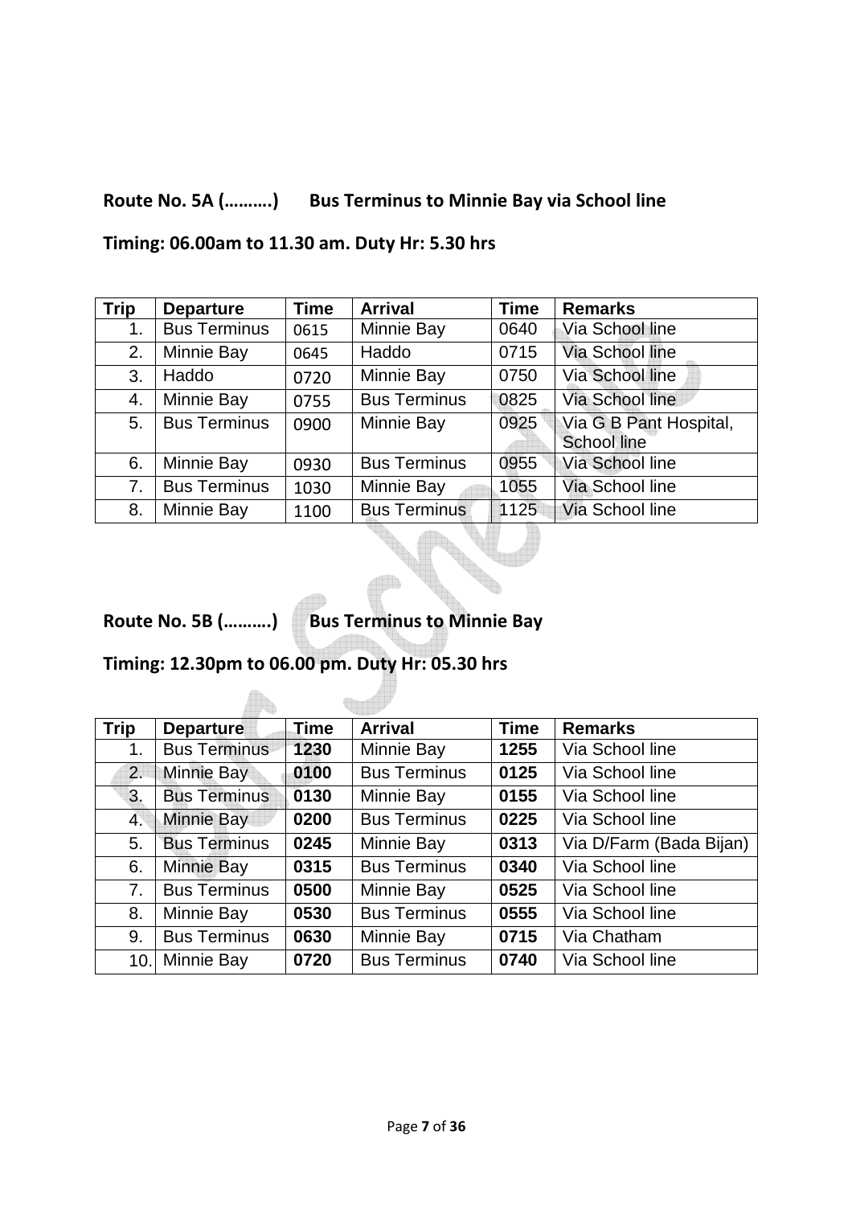**Route No. 5A (……….)  Bus Terminus to Minnie Bay via School line**

**Timing: 06.00am to 11.30 am. Duty Hr: 5.30 hrs**

| Trip | Departure | Time | Arrival | Time | Remarks |
|---|---|---|---|---|---|
| 1. | Bus Terminus | 0615 | Minnie Bay | 0640 | Via School line |
| 2. | Minnie Bay | 0645 | Haddo | 0715 | Via School line |
| 3. | Haddo | 0720 | Minnie Bay | 0750 | Via School line |
| 4. | Minnie Bay | 0755 | Bus Terminus | 0825 | Via School line |
| 5. | Bus Terminus | 0900 | Minnie Bay | 0925 | Via G B Pant Hospital, School line |
| 6. | Minnie Bay | 0930 | Bus Terminus | 0955 | Via School line |
| 7. | Bus Terminus | 1030 | Minnie Bay | 1055 | Via School line |
| 8. | Minnie Bay | 1100 | Bus Terminus | 1125 | Via School line |

**Route No. 5B (……….)  Bus Terminus to Minnie Bay**

**Timing: 12.30pm to 06.00 pm. Duty Hr: 05.30 hrs**

| Trip | Departure | Time | Arrival | Time | Remarks |
|---|---|---|---|---|---|
| 1. | Bus Terminus | **1230** | Minnie Bay | **1255** | Via School line |
| 2. | Minnie Bay | **0100** | Bus Terminus | **0125** | Via School line |
| 3. | Bus Terminus | **0130** | Minnie Bay | **0155** | Via School line |
| 4. | Minnie Bay | **0200** | Bus Terminus | **0225** | Via School line |
| 5. | Bus Terminus | **0245** | Minnie Bay | **0313** | Via D/Farm (Bada Bijan) |
| 6. | Minnie Bay | **0315** | Bus Terminus | **0340** | Via School line |
| 7. | Bus Terminus | **0500** | Minnie Bay | **0525** | Via School line |
| 8. | Minnie Bay | **0530** | Bus Terminus | **0555** | Via School line |
| 9. | Bus Terminus | **0630** | Minnie Bay | **0715** | Via Chatham |
| 10. | Minnie Bay | **0720** | Bus Terminus | **0740** | Via School line |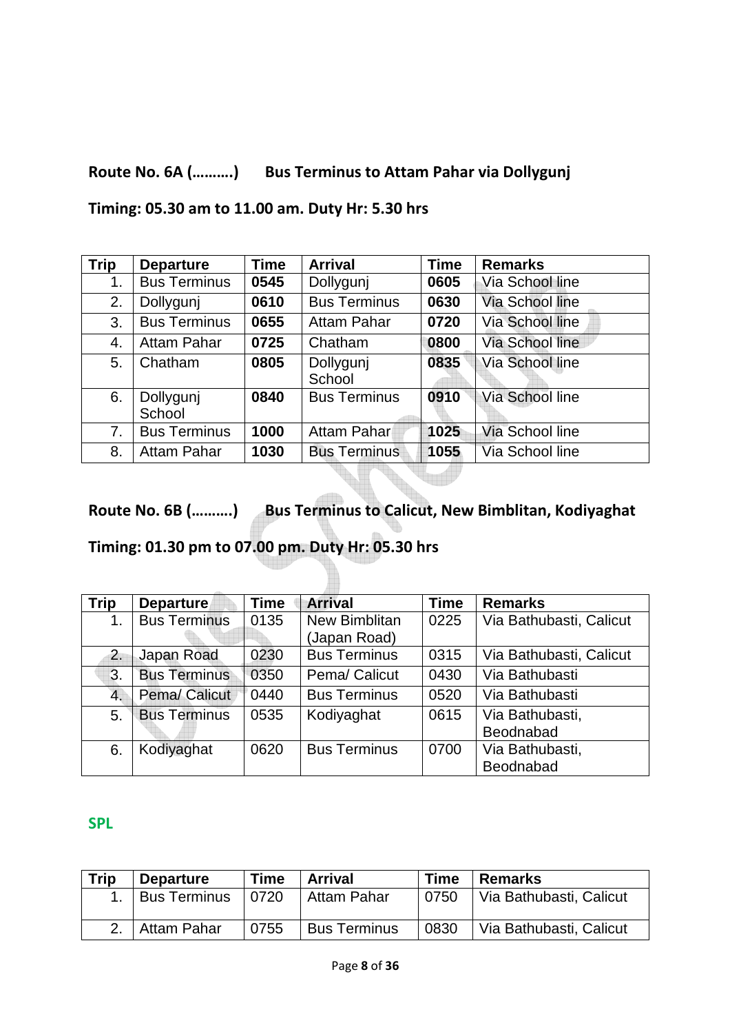**Route No. 6A (……….)      Bus Terminus to Attam Pahar via Dollygunj**

**Timing: 05.30 am to 11.00 am. Duty Hr: 5.30 hrs**

| Trip | Departure | Time | Arrival | Time | Remarks |
|---|---|---|---|---|---|
| 1. | Bus Terminus | **0545** | Dollygunj | **0605** | Via School line |
| 2. | Dollygunj | **0610** | Bus Terminus | **0630** | Via School line |
| 3. | Bus Terminus | **0655** | Attam Pahar | **0720** | Via School line |
| 4. | Attam Pahar | **0725** | Chatham | **0800** | Via School line |
| 5. | Chatham | **0805** | Dollygunj School | **0835** | Via School line |
| 6. | Dollygunj School | **0840** | Bus Terminus | **0910** | Via School line |
| 7. | Bus Terminus | **1000** | Attam Pahar | **1025** | Via School line |
| 8. | Attam Pahar | **1030** | Bus Terminus | **1055** | Via School line |

**Route No. 6B (……….)      Bus Terminus to Calicut, New Bimblitan, Kodiyaghat**

**Timing: 01.30 pm to 07.00 pm. Duty Hr: 05.30 hrs**

| Trip | Departure | Time | Arrival | Time | Remarks |
|---|---|---|---|---|---|
| 1. | Bus Terminus | 0135 | New Bimblitan (Japan Road) | 0225 | Via Bathubasti, Calicut |
| 2. | Japan Road | 0230 | Bus Terminus | 0315 | Via Bathubasti, Calicut |
| 3. | Bus Terminus | 0350 | Pema/ Calicut | 0430 | Via Bathubasti |
| 4. | Pema/ Calicut | 0440 | Bus Terminus | 0520 | Via Bathubasti |
| 5. | Bus Terminus | 0535 | Kodiyaghat | 0615 | Via Bathubasti, Beodnabad |
| 6. | Kodiyaghat | 0620 | Bus Terminus | 0700 | Via Bathubasti, Beodnabad |

**SPL**

| Trip | Departure | Time | Arrival | Time | Remarks |
|---|---|---|---|---|---|
| 1. | Bus Terminus | 0720 | Attam Pahar | 0750 | Via Bathubasti, Calicut |
| 2. | Attam Pahar | 0755 | Bus Terminus | 0830 | Via Bathubasti, Calicut |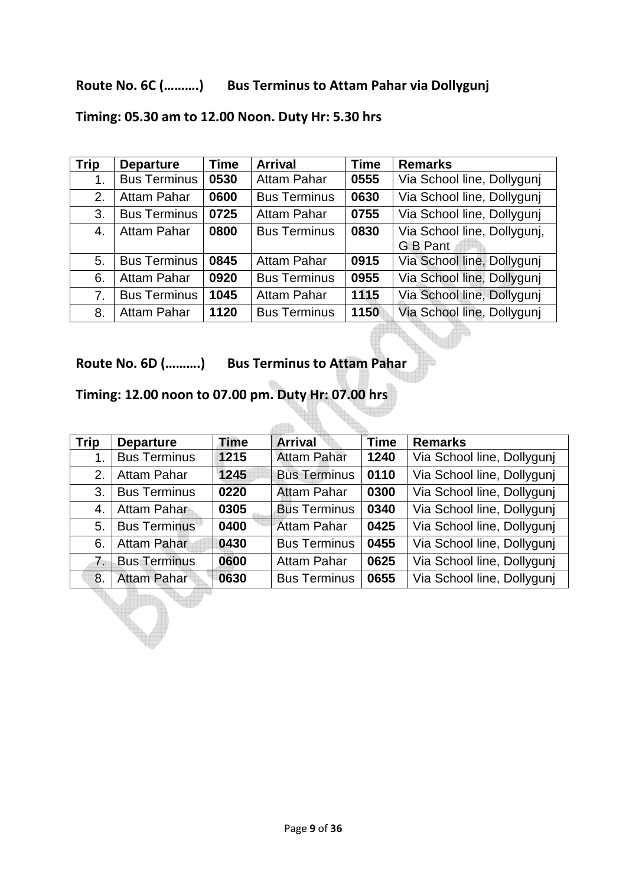**Route No. 6C (……….)     Bus Terminus to Attam Pahar via Dollygunj**

**Timing: 05.30 am to 12.00 Noon. Duty Hr: 5.30 hrs**

| Trip | Departure | Time | Arrival | Time | Remarks |
|---|---|---|---|---|---|
| 1. | Bus Terminus | **0530** | Attam Pahar | **0555** | Via School line, Dollygunj |
| 2. | Attam Pahar | **0600** | Bus Terminus | **0630** | Via School line, Dollygunj |
| 3. | Bus Terminus | **0725** | Attam Pahar | **0755** | Via School line, Dollygunj |
| 4. | Attam Pahar | **0800** | Bus Terminus | **0830** | Via School line, Dollygunj, G B Pant |
| 5. | Bus Terminus | **0845** | Attam Pahar | **0915** | Via School line, Dollygunj |
| 6. | Attam Pahar | **0920** | Bus Terminus | **0955** | Via School line, Dollygunj |
| 7. | Bus Terminus | **1045** | Attam Pahar | **1115** | Via School line, Dollygunj |
| 8. | Attam Pahar | **1120** | Bus Terminus | **1150** | Via School line, Dollygunj |

**Route No. 6D (……….)     Bus Terminus to Attam Pahar**

**Timing: 12.00 noon to 07.00 pm. Duty Hr: 07.00 hrs**

| Trip | Departure | Time | Arrival | Time | Remarks |
|---|---|---|---|---|---|
| 1. | Bus Terminus | **1215** | Attam Pahar | **1240** | Via School line, Dollygunj |
| 2. | Attam Pahar | **1245** | Bus Terminus | **0110** | Via School line, Dollygunj |
| 3. | Bus Terminus | **0220** | Attam Pahar | **0300** | Via School line, Dollygunj |
| 4. | Attam Pahar | **0305** | Bus Terminus | **0340** | Via School line, Dollygunj |
| 5. | Bus Terminus | **0400** | Attam Pahar | **0425** | Via School line, Dollygunj |
| 6. | Attam Pahar | **0430** | Bus Terminus | **0455** | Via School line, Dollygunj |
| 7. | Bus Terminus | **0600** | Attam Pahar | **0625** | Via School line, Dollygunj |
| 8. | Attam Pahar | **0630** | Bus Terminus | **0655** | Via School line, Dollygunj |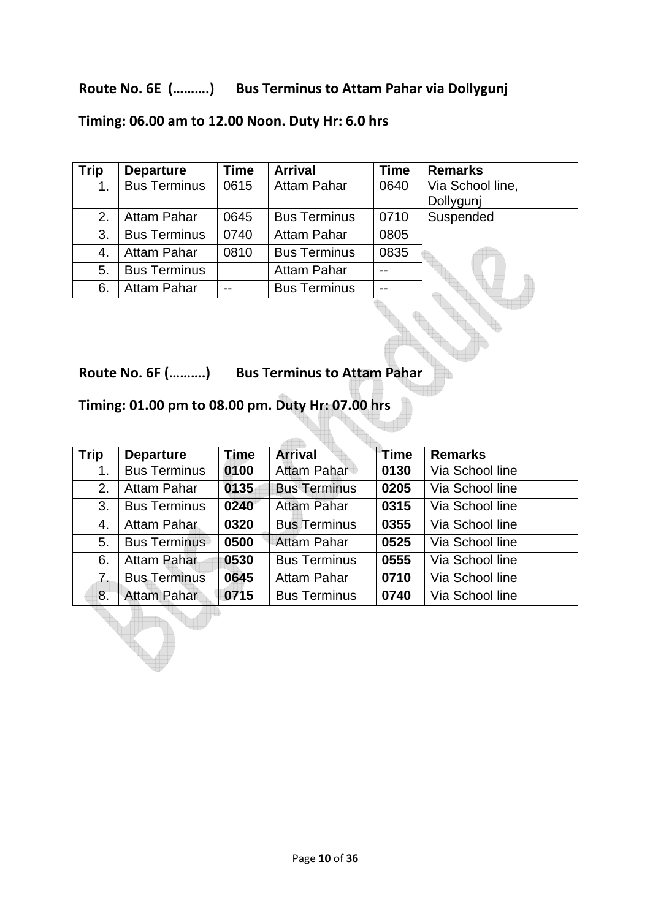## Route No. 6E (……….) Bus Terminus to Attam Pahar via Dollygunj

## Timing: 06.00 am to 12.00 Noon. Duty Hr: 6.0 hrs

| Trip | Departure | Time | Arrival | Time | Remarks |
|---|---|---|---|---|---|
| 1. | Bus Terminus | 0615 | Attam Pahar | 0640 | Via School line, Dollygunj |
| 2. | Attam Pahar | 0645 | Bus Terminus | 0710 | Suspended |
| 3. | Bus Terminus | 0740 | Attam Pahar | 0805 | |
| 4. | Attam Pahar | 0810 | Bus Terminus | 0835 | |
| 5. | Bus Terminus | | Attam Pahar | -- | |
| 6. | Attam Pahar | -- | Bus Terminus | -- | |

## Route No. 6F (……….) Bus Terminus to Attam Pahar

## Timing: 01.00 pm to 08.00 pm. Duty Hr: 07.00 hrs

| Trip | Departure | Time | Arrival | Time | Remarks |
|---|---|---|---|---|---|
| 1. | Bus Terminus | **0100** | Attam Pahar | **0130** | Via School line |
| 2. | Attam Pahar | **0135** | Bus Terminus | **0205** | Via School line |
| 3. | Bus Terminus | **0240** | Attam Pahar | **0315** | Via School line |
| 4. | Attam Pahar | **0320** | Bus Terminus | **0355** | Via School line |
| 5. | Bus Terminus | **0500** | Attam Pahar | **0525** | Via School line |
| 6. | Attam Pahar | **0530** | Bus Terminus | **0555** | Via School line |
| 7. | Bus Terminus | **0645** | Attam Pahar | **0710** | Via School line |
| 8. | Attam Pahar | **0715** | Bus Terminus | **0740** | Via School line |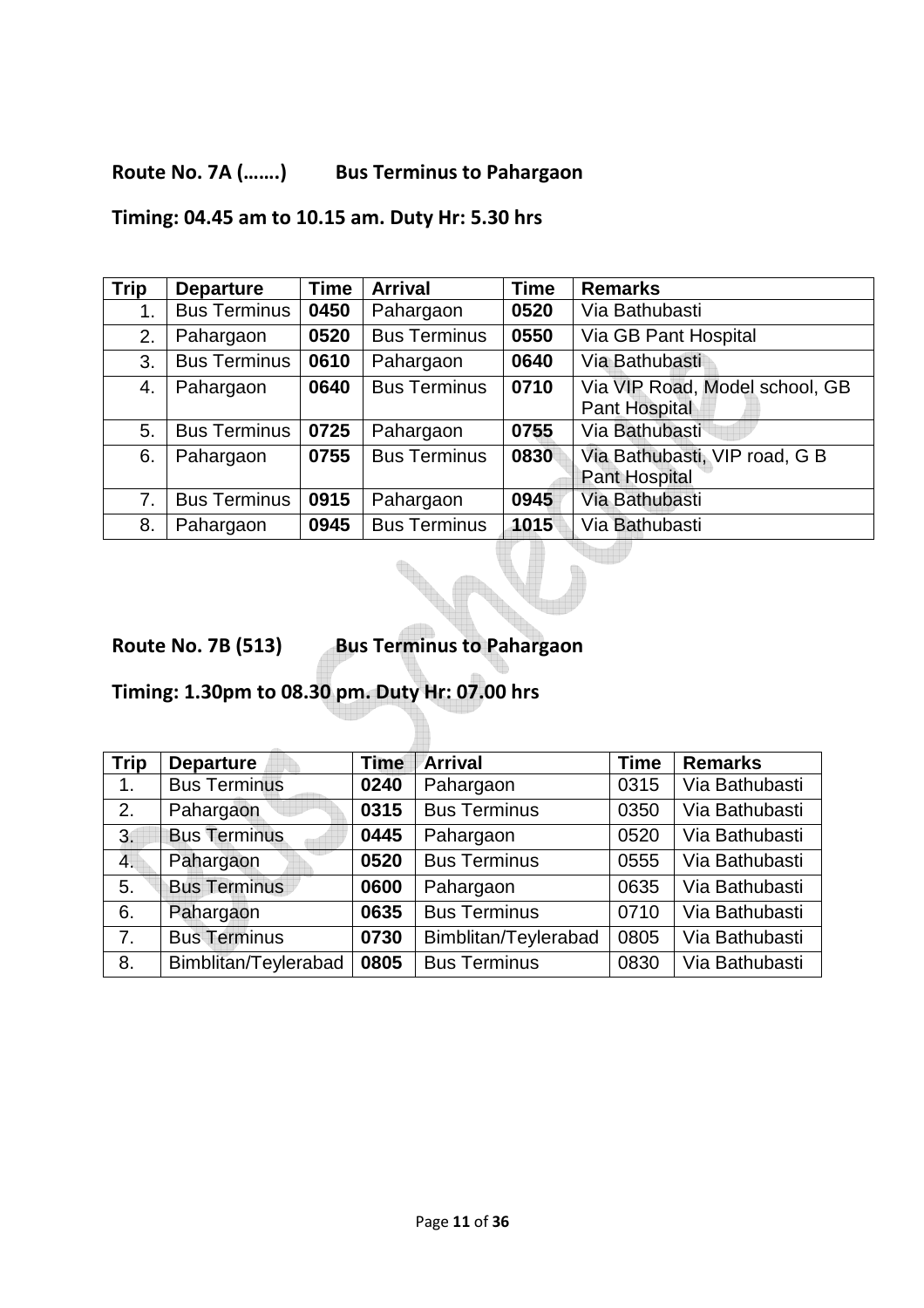**Route No. 7A (…….) Bus Terminus to Pahargaon**

**Timing: 04.45 am to 10.15 am. Duty Hr: 5.30 hrs**

| Trip | Departure | Time | Arrival | Time | Remarks |
|---|---|---|---|---|---|
| 1. | Bus Terminus | **0450** | Pahargaon | **0520** | Via Bathubasti |
| 2. | Pahargaon | **0520** | Bus Terminus | **0550** | Via GB Pant Hospital |
| 3. | Bus Terminus | **0610** | Pahargaon | **0640** | Via Bathubasti |
| 4. | Pahargaon | **0640** | Bus Terminus | **0710** | Via VIP Road, Model school, GB Pant Hospital |
| 5. | Bus Terminus | **0725** | Pahargaon | **0755** | Via Bathubasti |
| 6. | Pahargaon | **0755** | Bus Terminus | **0830** | Via Bathubasti, VIP road, G B Pant Hospital |
| 7. | Bus Terminus | **0915** | Pahargaon | **0945** | Via Bathubasti |
| 8. | Pahargaon | **0945** | Bus Terminus | **1015** | Via Bathubasti |

**Route No. 7B (513) Bus Terminus to Pahargaon**

**Timing: 1.30pm to 08.30 pm. Duty Hr: 07.00 hrs**

| Trip | Departure | Time | Arrival | Time | Remarks |
|---|---|---|---|---|---|
| 1. | Bus Terminus | **0240** | Pahargaon | 0315 | Via Bathubasti |
| 2. | Pahargaon | **0315** | Bus Terminus | 0350 | Via Bathubasti |
| 3. | Bus Terminus | **0445** | Pahargaon | 0520 | Via Bathubasti |
| 4. | Pahargaon | **0520** | Bus Terminus | 0555 | Via Bathubasti |
| 5. | Bus Terminus | **0600** | Pahargaon | 0635 | Via Bathubasti |
| 6. | Pahargaon | **0635** | Bus Terminus | 0710 | Via Bathubasti |
| 7. | Bus Terminus | **0730** | Bimblitan/Teylerabad | 0805 | Via Bathubasti |
| 8. | Bimblitan/Teylerabad | **0805** | Bus Terminus | 0830 | Via Bathubasti |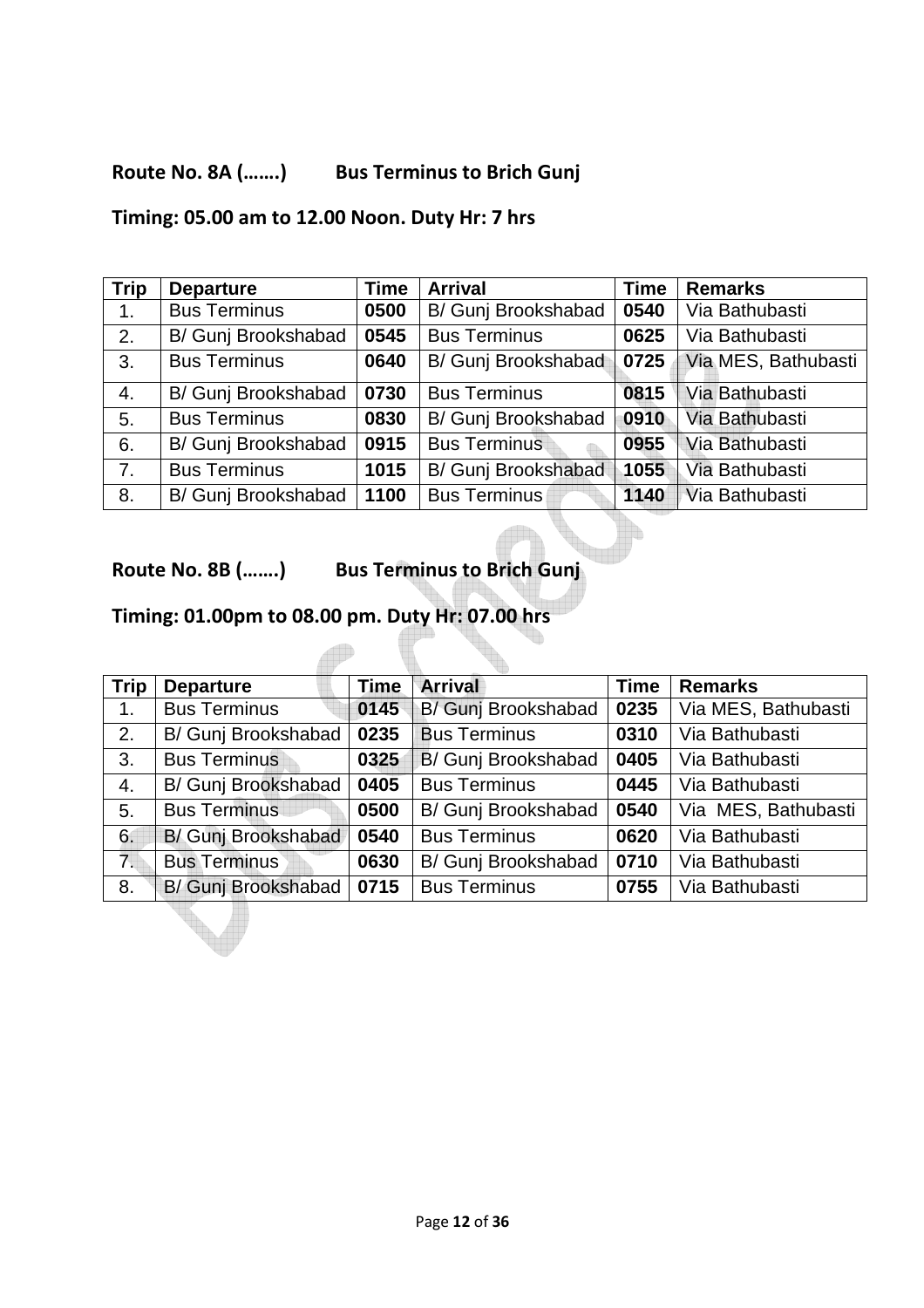**Route No. 8A (…….) Bus Terminus to Brich Gunj**

**Timing: 05.00 am to 12.00 Noon. Duty Hr: 7 hrs**

| Trip | Departure | Time | Arrival | Time | Remarks |
|---|---|---|---|---|---|
| 1. | Bus Terminus | **0500** | B/ Gunj Brookshabad | **0540** | Via Bathubasti |
| 2. | B/ Gunj Brookshabad | **0545** | Bus Terminus | **0625** | Via Bathubasti |
| 3. | Bus Terminus | **0640** | B/ Gunj Brookshabad | **0725** | Via MES, Bathubasti |
| 4. | B/ Gunj Brookshabad | **0730** | Bus Terminus | **0815** | Via Bathubasti |
| 5. | Bus Terminus | **0830** | B/ Gunj Brookshabad | **0910** | Via Bathubasti |
| 6. | B/ Gunj Brookshabad | **0915** | Bus Terminus | **0955** | Via Bathubasti |
| 7. | Bus Terminus | **1015** | B/ Gunj Brookshabad | **1055** | Via Bathubasti |
| 8. | B/ Gunj Brookshabad | **1100** | Bus Terminus | **1140** | Via Bathubasti |

**Route No. 8B (…….) Bus Terminus to Brich Gunj**

**Timing: 01.00pm to 08.00 pm. Duty Hr: 07.00 hrs**

| Trip | Departure | Time | Arrival | Time | Remarks |
|---|---|---|---|---|---|
| 1. | Bus Terminus | **0145** | B/ Gunj Brookshabad | **0235** | Via MES, Bathubasti |
| 2. | B/ Gunj Brookshabad | **0235** | Bus Terminus | **0310** | Via Bathubasti |
| 3. | Bus Terminus | **0325** | B/ Gunj Brookshabad | **0405** | Via Bathubasti |
| 4. | B/ Gunj Brookshabad | **0405** | Bus Terminus | **0445** | Via Bathubasti |
| 5. | Bus Terminus | **0500** | B/ Gunj Brookshabad | **0540** | Via MES, Bathubasti |
| 6. | B/ Gunj Brookshabad | **0540** | Bus Terminus | **0620** | Via Bathubasti |
| 7. | Bus Terminus | **0630** | B/ Gunj Brookshabad | **0710** | Via Bathubasti |
| 8. | B/ Gunj Brookshabad | **0715** | Bus Terminus | **0755** | Via Bathubasti |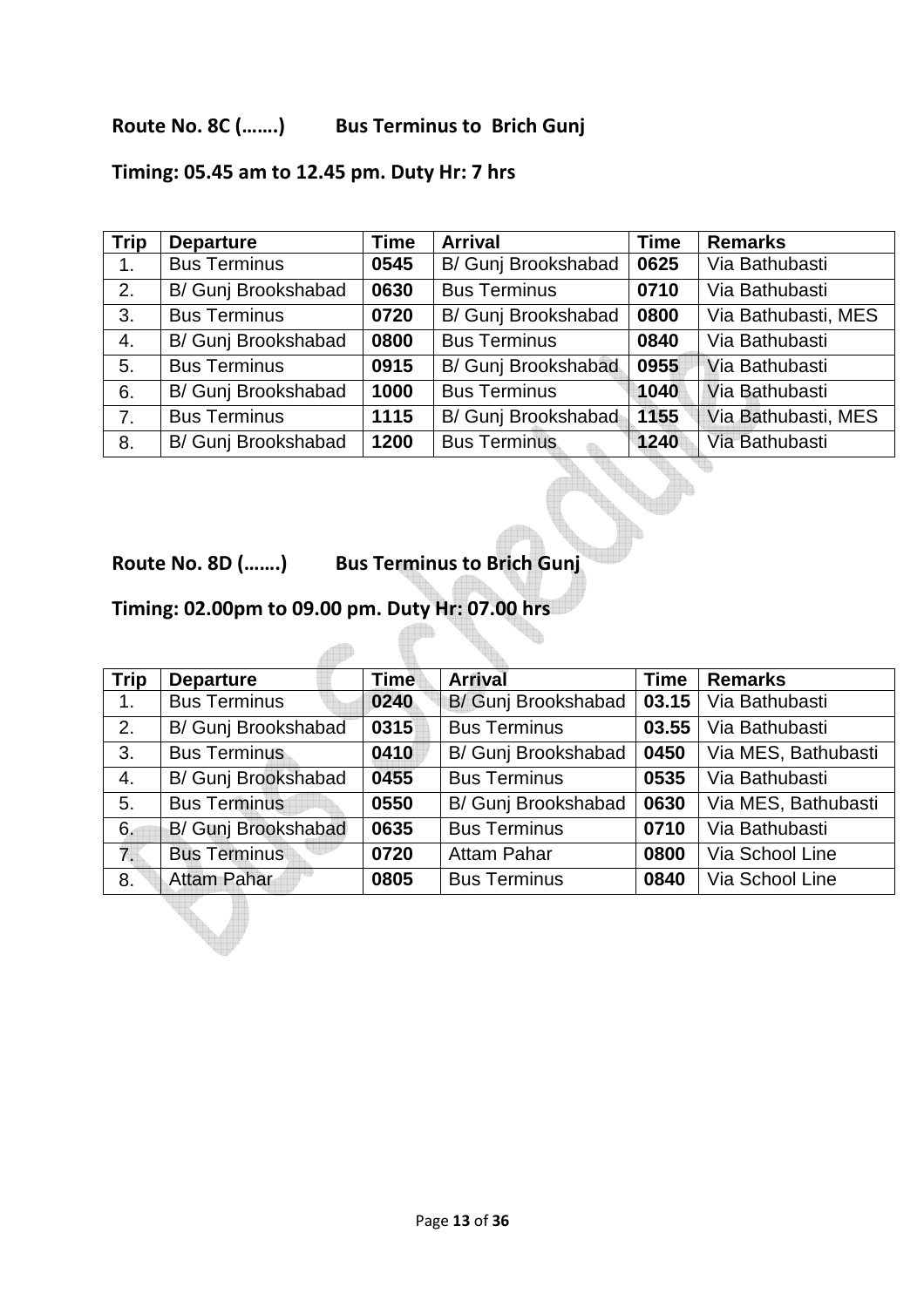**Route No. 8C (…….)  Bus Terminus to Brich Gunj**

**Timing: 05.45 am to 12.45 pm. Duty Hr: 7 hrs**

| Trip | Departure | Time | Arrival | Time | Remarks |
|---|---|---|---|---|---|
| 1. | Bus Terminus | **0545** | B/ Gunj Brookshabad | **0625** | Via Bathubasti |
| 2. | B/ Gunj Brookshabad | **0630** | Bus Terminus | **0710** | Via Bathubasti |
| 3. | Bus Terminus | **0720** | B/ Gunj Brookshabad | **0800** | Via Bathubasti, MES |
| 4. | B/ Gunj Brookshabad | **0800** | Bus Terminus | **0840** | Via Bathubasti |
| 5. | Bus Terminus | **0915** | B/ Gunj Brookshabad | **0955** | Via Bathubasti |
| 6. | B/ Gunj Brookshabad | **1000** | Bus Terminus | **1040** | Via Bathubasti |
| 7. | Bus Terminus | **1115** | B/ Gunj Brookshabad | **1155** | Via Bathubasti, MES |
| 8. | B/ Gunj Brookshabad | **1200** | Bus Terminus | **1240** | Via Bathubasti |

**Route No. 8D (…….)  Bus Terminus to Brich Gunj**

**Timing: 02.00pm to 09.00 pm. Duty Hr: 07.00 hrs**

| Trip | Departure | Time | Arrival | Time | Remarks |
|---|---|---|---|---|---|
| 1. | Bus Terminus | **0240** | B/ Gunj Brookshabad | **03.15** | Via Bathubasti |
| 2. | B/ Gunj Brookshabad | **0315** | Bus Terminus | **03.55** | Via Bathubasti |
| 3. | Bus Terminus | **0410** | B/ Gunj Brookshabad | **0450** | Via MES, Bathubasti |
| 4. | B/ Gunj Brookshabad | **0455** | Bus Terminus | **0535** | Via Bathubasti |
| 5. | Bus Terminus | **0550** | B/ Gunj Brookshabad | **0630** | Via MES, Bathubasti |
| 6. | B/ Gunj Brookshabad | **0635** | Bus Terminus | **0710** | Via Bathubasti |
| 7. | Bus Terminus | **0720** | Attam Pahar | **0800** | Via School Line |
| 8. | Attam Pahar | **0805** | Bus Terminus | **0840** | Via School Line |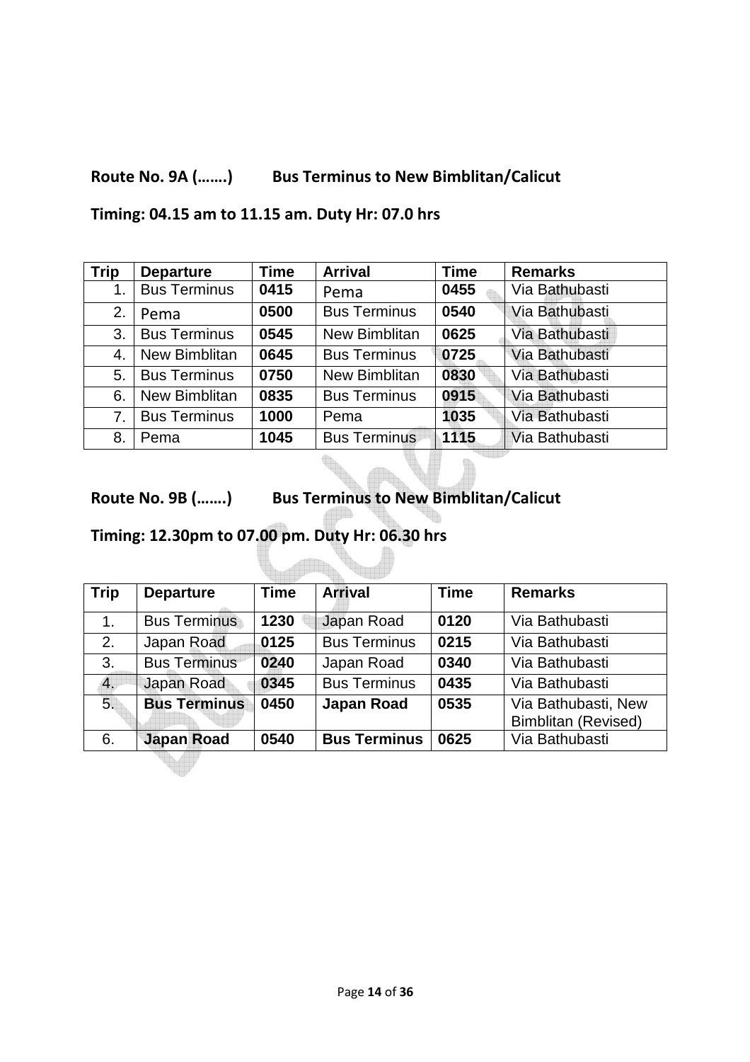**Route No. 9A (…….) Bus Terminus to New Bimblitan/Calicut**

**Timing: 04.15 am to 11.15 am. Duty Hr: 07.0 hrs**

| Trip | Departure | Time | Arrival | Time | Remarks |
|---|---|---|---|---|---|
| 1. | Bus Terminus | **0415** | Pema | **0455** | Via Bathubasti |
| 2. | Pema | **0500** | Bus Terminus | **0540** | Via Bathubasti |
| 3. | Bus Terminus | **0545** | New Bimblitan | **0625** | Via Bathubasti |
| 4. | New Bimblitan | **0645** | Bus Terminus | **0725** | Via Bathubasti |
| 5. | Bus Terminus | **0750** | New Bimblitan | **0830** | Via Bathubasti |
| 6. | New Bimblitan | **0835** | Bus Terminus | **0915** | Via Bathubasti |
| 7. | Bus Terminus | **1000** | Pema | **1035** | Via Bathubasti |
| 8. | Pema | **1045** | Bus Terminus | **1115** | Via Bathubasti |

**Route No. 9B (…….) Bus Terminus to New Bimblitan/Calicut**

**Timing: 12.30pm to 07.00 pm. Duty Hr: 06.30 hrs**

| Trip | Departure | Time | Arrival | Time | Remarks |
|---|---|---|---|---|---|
| 1. | Bus Terminus | **1230** | Japan Road | **0120** | Via Bathubasti |
| 2. | Japan Road | **0125** | Bus Terminus | **0215** | Via Bathubasti |
| 3. | Bus Terminus | **0240** | Japan Road | **0340** | Via Bathubasti |
| 4. | Japan Road | **0345** | Bus Terminus | **0435** | Via Bathubasti |
| 5. | **Bus Terminus** | **0450** | **Japan Road** | **0535** | Via Bathubasti, New Bimblitan (Revised) |
| 6. | **Japan Road** | **0540** | **Bus Terminus** | **0625** | Via Bathubasti |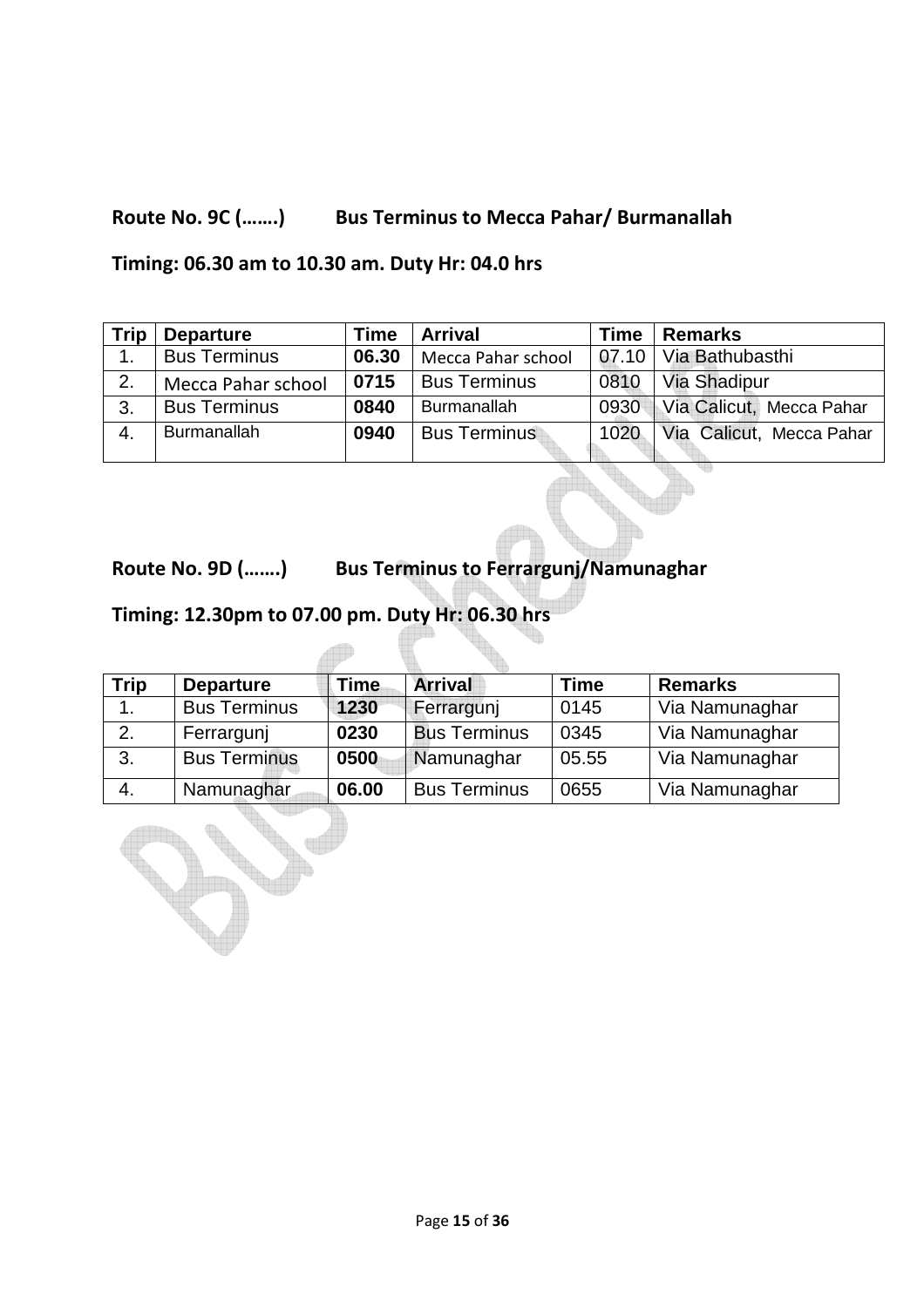**Route No. 9C (…….) Bus Terminus to Mecca Pahar/ Burmanallah**

**Timing: 06.30 am to 10.30 am. Duty Hr: 04.0 hrs**

| Trip | Departure | Time | Arrival | Time | Remarks |
|---|---|---|---|---|---|
| 1. | Bus Terminus | **06.30** | Mecca Pahar school | 07.10 | Via Bathubasthi |
| 2. | Mecca Pahar school | **0715** | Bus Terminus | 0810 | Via Shadipur |
| 3. | Bus Terminus | **0840** | Burmanallah | 0930 | Via Calicut, Mecca Pahar |
| 4. | Burmanallah | **0940** | Bus Terminus | 1020 | Via Calicut, Mecca Pahar |

**Route No. 9D (…….) Bus Terminus to Ferrargunj/Namunaghar**

**Timing: 12.30pm to 07.00 pm. Duty Hr: 06.30 hrs**

| Trip | Departure | Time | Arrival | Time | Remarks |
|---|---|---|---|---|---|
| 1. | Bus Terminus | **1230** | Ferrargunj | 0145 | Via Namunaghar |
| 2. | Ferrargunj | **0230** | Bus Terminus | 0345 | Via Namunaghar |
| 3. | Bus Terminus | **0500** | Namunaghar | 05.55 | Via Namunaghar |
| 4. | Namunaghar | **06.00** | Bus Terminus | 0655 | Via Namunaghar |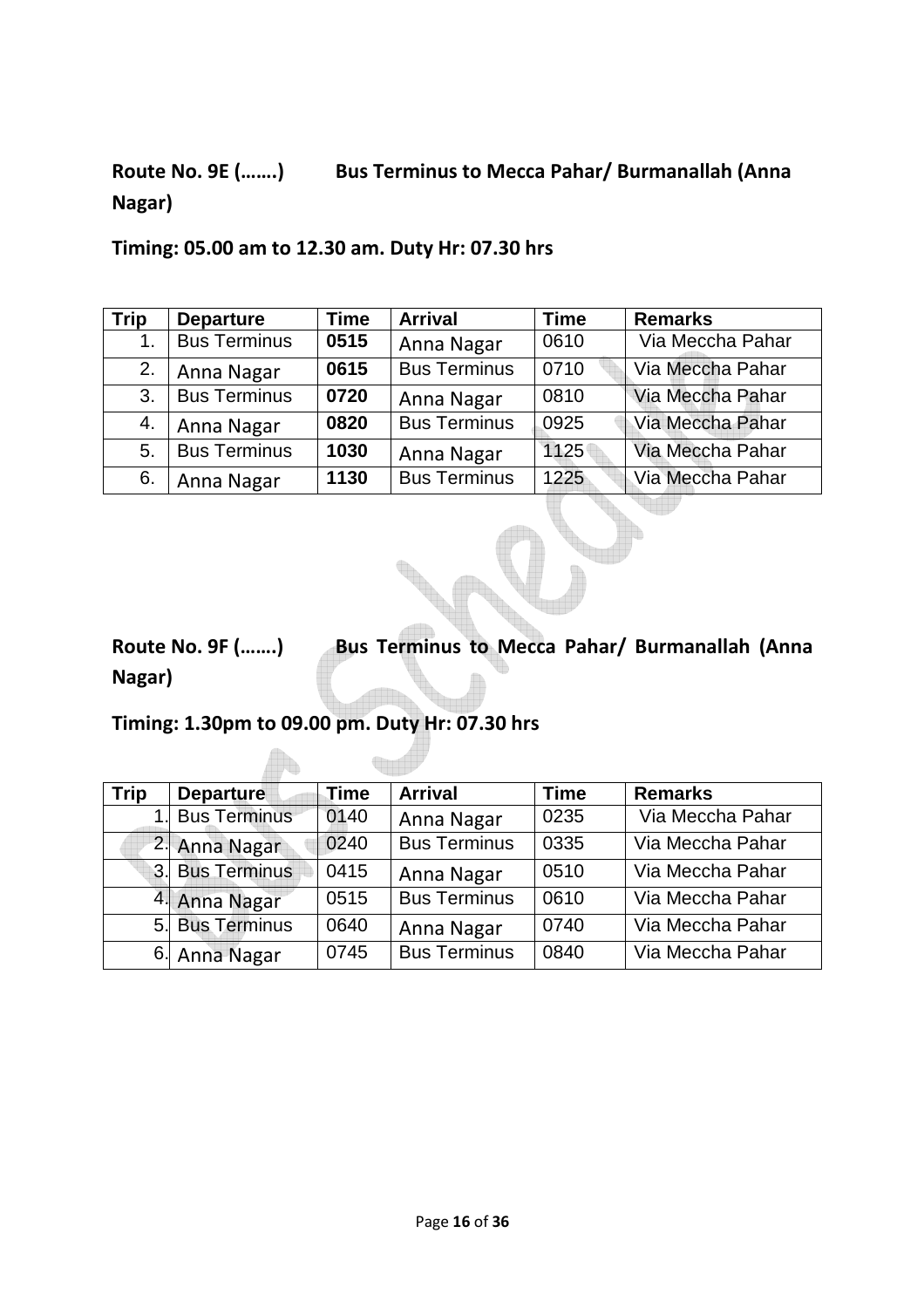**Route No. 9E (…….)  Bus Terminus to Mecca Pahar/ Burmanallah (Anna Nagar)**

**Timing: 05.00 am to 12.30 am. Duty Hr: 07.30 hrs**

| Trip | Departure | Time | Arrival | Time | Remarks |
|---|---|---|---|---|---|
| 1. | Bus Terminus | **0515** | Anna Nagar | 0610 | Via Meccha Pahar |
| 2. | Anna Nagar | **0615** | Bus Terminus | 0710 | Via Meccha Pahar |
| 3. | Bus Terminus | **0720** | Anna Nagar | 0810 | Via Meccha Pahar |
| 4. | Anna Nagar | **0820** | Bus Terminus | 0925 | Via Meccha Pahar |
| 5. | Bus Terminus | **1030** | Anna Nagar | 1125 | Via Meccha Pahar |
| 6. | Anna Nagar | **1130** | Bus Terminus | 1225 | Via Meccha Pahar |

**Route No. 9F (…….)  Bus Terminus to Mecca Pahar/ Burmanallah (Anna Nagar)**

**Timing: 1.30pm to 09.00 pm. Duty Hr: 07.30 hrs**

| Trip | Departure | Time | Arrival | Time | Remarks |
|---|---|---|---|---|---|
| 1. | Bus Terminus | 0140 | Anna Nagar | 0235 | Via Meccha Pahar |
| 2. | Anna Nagar | 0240 | Bus Terminus | 0335 | Via Meccha Pahar |
| 3. | Bus Terminus | 0415 | Anna Nagar | 0510 | Via Meccha Pahar |
| 4. | Anna Nagar | 0515 | Bus Terminus | 0610 | Via Meccha Pahar |
| 5. | Bus Terminus | 0640 | Anna Nagar | 0740 | Via Meccha Pahar |
| 6. | Anna Nagar | 0745 | Bus Terminus | 0840 | Via Meccha Pahar |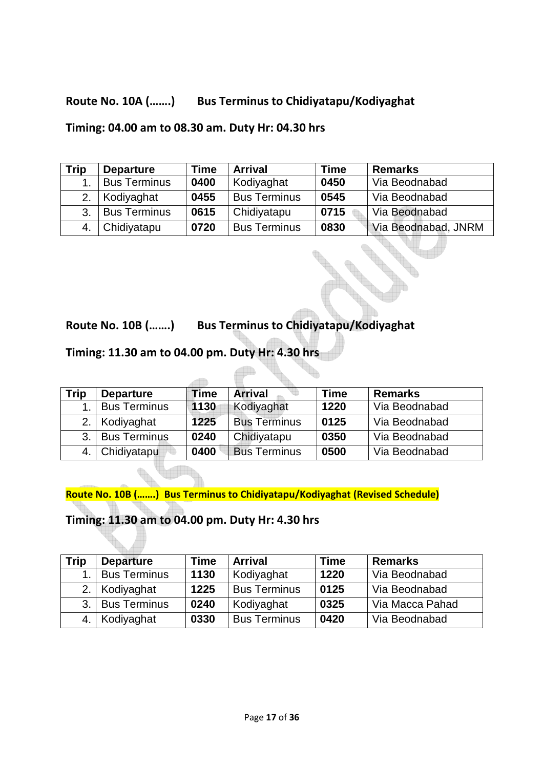**Route No. 10A (…….)    Bus Terminus to Chidiyatapu/Kodiyaghat**

**Timing: 04.00 am to 08.30 am. Duty Hr: 04.30 hrs**

| Trip | Departure | Time | Arrival | Time | Remarks |
|---|---|---|---|---|---|
| 1. | Bus Terminus | **0400** | Kodiyaghat | **0450** | Via Beodnabad |
| 2. | Kodiyaghat | **0455** | Bus Terminus | **0545** | Via Beodnabad |
| 3. | Bus Terminus | **0615** | Chidiyatapu | **0715** | Via Beodnabad |
| 4. | Chidiyatapu | **0720** | Bus Terminus | **0830** | Via Beodnabad, JNRM |

**Route No. 10B (…….)    Bus Terminus to Chidiyatapu/Kodiyaghat**

**Timing: 11.30 am to 04.00 pm. Duty Hr: 4.30 hrs**

| Trip | Departure | Time | Arrival | Time | Remarks |
|---|---|---|---|---|---|
| 1. | Bus Terminus | **1130** | Kodiyaghat | **1220** | Via Beodnabad |
| 2. | Kodiyaghat | **1225** | Bus Terminus | **0125** | Via Beodnabad |
| 3. | Bus Terminus | **0240** | Chidiyatapu | **0350** | Via Beodnabad |
| 4. | Chidiyatapu | **0400** | Bus Terminus | **0500** | Via Beodnabad |

**Route No. 10B (…….) Bus Terminus to Chidiyatapu/Kodiyaghat (Revised Schedule)**

**Timing: 11.30 am to 04.00 pm. Duty Hr: 4.30 hrs**

| Trip | Departure | Time | Arrival | Time | Remarks |
|---|---|---|---|---|---|
| 1. | Bus Terminus | **1130** | Kodiyaghat | **1220** | Via Beodnabad |
| 2. | Kodiyaghat | **1225** | Bus Terminus | **0125** | Via Beodnabad |
| 3. | Bus Terminus | **0240** | Kodiyaghat | **0325** | Via Macca Pahad |
| 4. | Kodiyaghat | **0330** | Bus Terminus | **0420** | Via Beodnabad |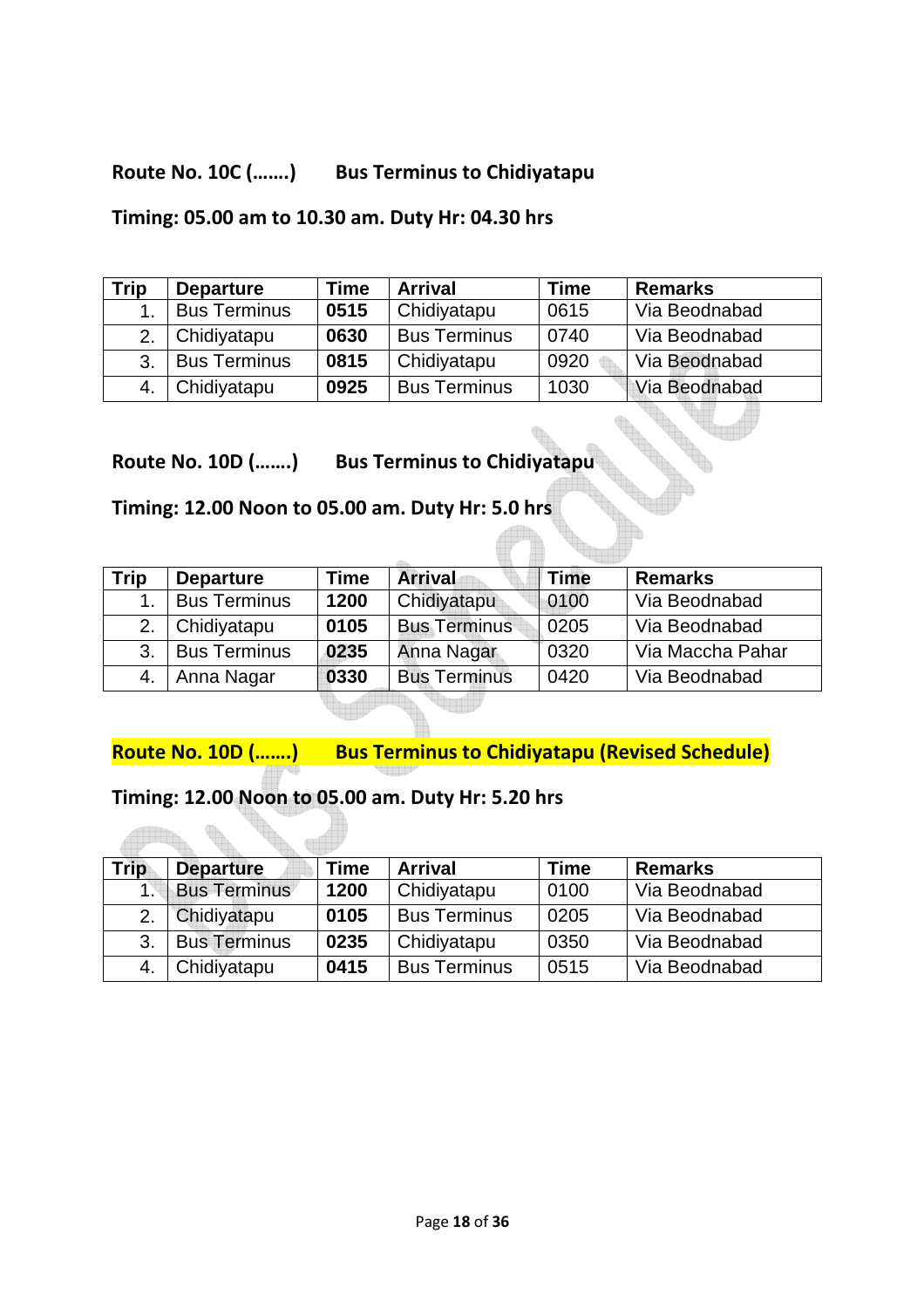**Route No. 10C (…….)      Bus Terminus to Chidiyatapu**

**Timing: 05.00 am to 10.30 am. Duty Hr: 04.30 hrs**

| Trip | Departure | Time | Arrival | Time | Remarks |
|---|---|---|---|---|---|
| 1. | Bus Terminus | **0515** | Chidiyatapu | 0615 | Via Beodnabad |
| 2. | Chidiyatapu | **0630** | Bus Terminus | 0740 | Via Beodnabad |
| 3. | Bus Terminus | **0815** | Chidiyatapu | 0920 | Via Beodnabad |
| 4. | Chidiyatapu | **0925** | Bus Terminus | 1030 | Via Beodnabad |

**Route No. 10D (…….)      Bus Terminus to Chidiyatapu**

**Timing: 12.00 Noon to 05.00 am. Duty Hr: 5.0 hrs**

| Trip | Departure | Time | Arrival | Time | Remarks |
|---|---|---|---|---|---|
| 1. | Bus Terminus | **1200** | Chidiyatapu | 0100 | Via Beodnabad |
| 2. | Chidiyatapu | **0105** | Bus Terminus | 0205 | Via Beodnabad |
| 3. | Bus Terminus | **0235** | Anna Nagar | 0320 | Via Maccha Pahar |
| 4. | Anna Nagar | **0330** | Bus Terminus | 0420 | Via Beodnabad |

**Route No. 10D (…….)      Bus Terminus to Chidiyatapu (Revised Schedule)**

**Timing: 12.00 Noon to 05.00 am. Duty Hr: 5.20 hrs**

| Trip | Departure | Time | Arrival | Time | Remarks |
|---|---|---|---|---|---|
| 1. | Bus Terminus | **1200** | Chidiyatapu | 0100 | Via Beodnabad |
| 2. | Chidiyatapu | **0105** | Bus Terminus | 0205 | Via Beodnabad |
| 3. | Bus Terminus | **0235** | Chidiyatapu | 0350 | Via Beodnabad |
| 4. | Chidiyatapu | **0415** | Bus Terminus | 0515 | Via Beodnabad |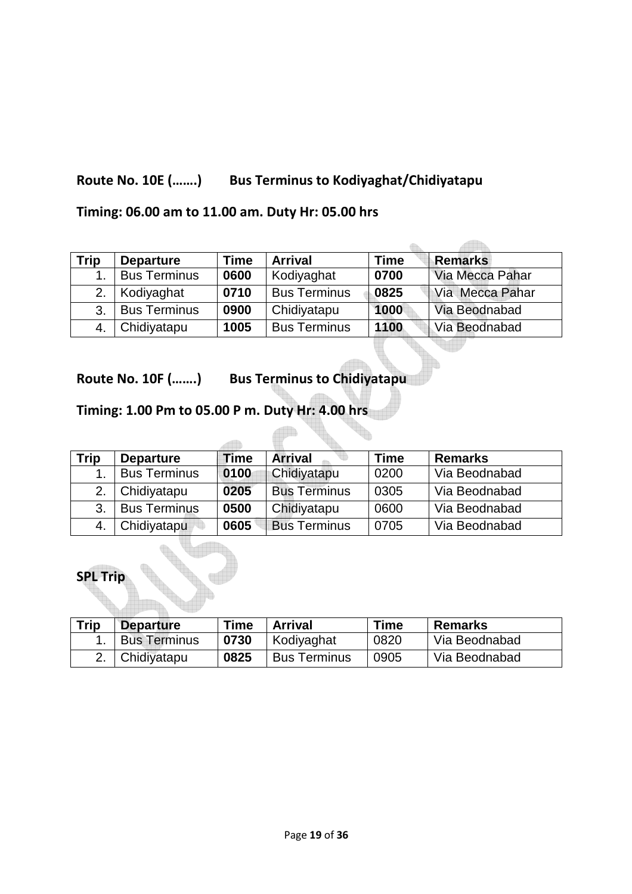**Route No. 10E (…….) Bus Terminus to Kodiyaghat/Chidiyatapu**

**Timing: 06.00 am to 11.00 am. Duty Hr: 05.00 hrs**

| Trip | Departure | Time | Arrival | Time | Remarks |
|---|---|---|---|---|---|
| 1. | Bus Terminus | **0600** | Kodiyaghat | **0700** | Via Mecca Pahar |
| 2. | Kodiyaghat | **0710** | Bus Terminus | **0825** | Via Mecca Pahar |
| 3. | Bus Terminus | **0900** | Chidiyatapu | **1000** | Via Beodnabad |
| 4. | Chidiyatapu | **1005** | Bus Terminus | **1100** | Via Beodnabad |

**Route No. 10F (…….) Bus Terminus to Chidiyatapu**

**Timing: 1.00 Pm to 05.00 P m. Duty Hr: 4.00 hrs**

| Trip | Departure | Time | Arrival | Time | Remarks |
|---|---|---|---|---|---|
| 1. | Bus Terminus | **0100** | Chidiyatapu | 0200 | Via Beodnabad |
| 2. | Chidiyatapu | **0205** | Bus Terminus | 0305 | Via Beodnabad |
| 3. | Bus Terminus | **0500** | Chidiyatapu | 0600 | Via Beodnabad |
| 4. | Chidiyatapu | **0605** | Bus Terminus | 0705 | Via Beodnabad |

**SPL Trip**

| Trip | Departure | Time | Arrival | Time | Remarks |
|---|---|---|---|---|---|
| 1. | Bus Terminus | **0730** | Kodiyaghat | 0820 | Via Beodnabad |
| 2. | Chidiyatapu | **0825** | Bus Terminus | 0905 | Via Beodnabad |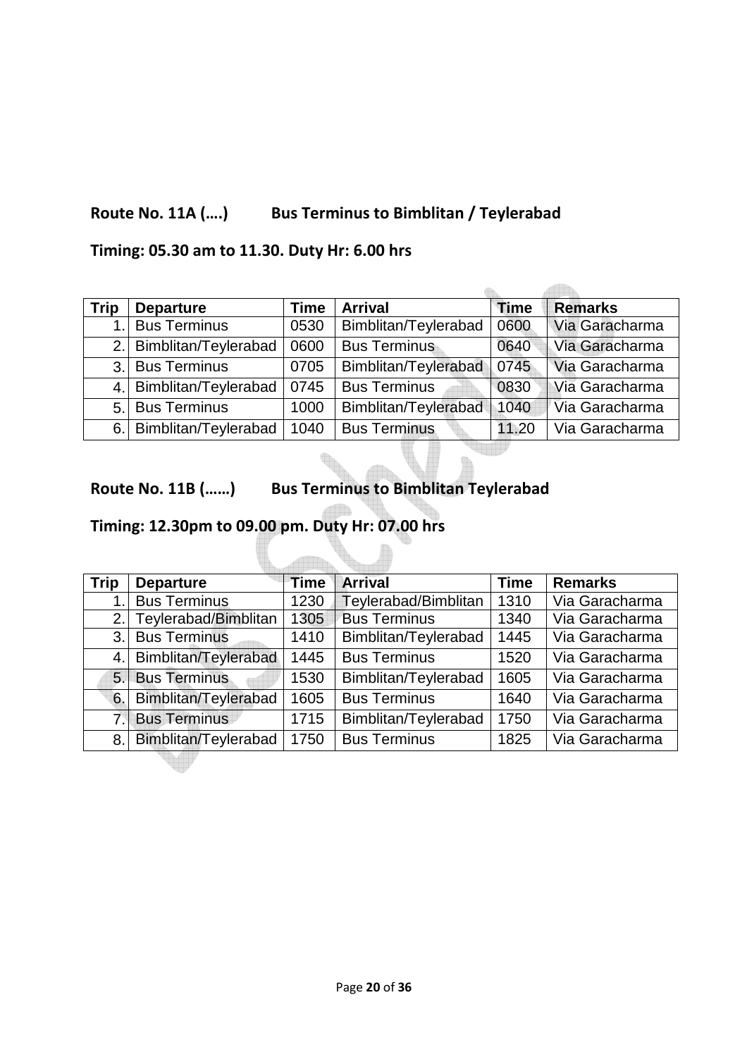## Route No. 11A (….) Bus Terminus to Bimblitan / Teylerabad

## Timing: 05.30 am to 11.30. Duty Hr: 6.00 hrs

| Trip | Departure | Time | Arrival | Time | Remarks |
|---|---|---|---|---|---|
| 1. | Bus Terminus | 0530 | Bimblitan/Teylerabad | 0600 | Via Garacharma |
| 2. | Bimblitan/Teylerabad | 0600 | Bus Terminus | 0640 | Via Garacharma |
| 3. | Bus Terminus | 0705 | Bimblitan/Teylerabad | 0745 | Via Garacharma |
| 4. | Bimblitan/Teylerabad | 0745 | Bus Terminus | 0830 | Via Garacharma |
| 5. | Bus Terminus | 1000 | Bimblitan/Teylerabad | 1040 | Via Garacharma |
| 6. | Bimblitan/Teylerabad | 1040 | Bus Terminus | 11.20 | Via Garacharma |

## Route No. 11B (……) Bus Terminus to Bimblitan Teylerabad

## Timing: 12.30pm to 09.00 pm. Duty Hr: 07.00 hrs

| Trip | Departure | Time | Arrival | Time | Remarks |
|---|---|---|---|---|---|
| 1. | Bus Terminus | 1230 | Teylerabad/Bimblitan | 1310 | Via Garacharma |
| 2. | Teylerabad/Bimblitan | 1305 | Bus Terminus | 1340 | Via Garacharma |
| 3. | Bus Terminus | 1410 | Bimblitan/Teylerabad | 1445 | Via Garacharma |
| 4. | Bimblitan/Teylerabad | 1445 | Bus Terminus | 1520 | Via Garacharma |
| 5. | Bus Terminus | 1530 | Bimblitan/Teylerabad | 1605 | Via Garacharma |
| 6. | Bimblitan/Teylerabad | 1605 | Bus Terminus | 1640 | Via Garacharma |
| 7. | Bus Terminus | 1715 | Bimblitan/Teylerabad | 1750 | Via Garacharma |
| 8. | Bimblitan/Teylerabad | 1750 | Bus Terminus | 1825 | Via Garacharma |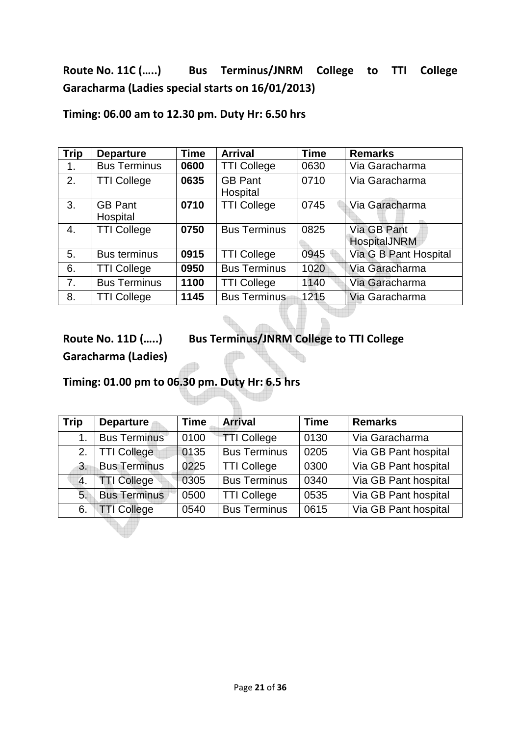**Route No. 11C (…..) Bus Terminus/JNRM College to TTI College Garacharma (Ladies special starts on 16/01/2013)**

**Timing: 06.00 am to 12.30 pm. Duty Hr: 6.50 hrs**

| Trip | Departure | Time | Arrival | Time | Remarks |
|---|---|---|---|---|---|
| 1. | Bus Terminus | **0600** | TTI College | 0630 | Via Garacharma |
| 2. | TTI College | **0635** | GB Pant Hospital | 0710 | Via Garacharma |
| 3. | GB Pant Hospital | **0710** | TTI College | 0745 | Via Garacharma |
| 4. | TTI College | **0750** | Bus Terminus | 0825 | Via GB Pant HospitalJNRM |
| 5. | Bus terminus | **0915** | TTI College | 0945 | Via G B Pant Hospital |
| 6. | TTI College | **0950** | Bus Terminus | 1020 | Via Garacharma |
| 7. | Bus Terminus | **1100** | TTI College | 1140 | Via Garacharma |
| 8. | TTI College | **1145** | Bus Terminus | 1215 | Via Garacharma |

**Route No. 11D (…..) Bus Terminus/JNRM College to TTI College Garacharma (Ladies)**

**Timing: 01.00 pm to 06.30 pm. Duty Hr: 6.5 hrs**

| Trip | Departure | Time | Arrival | Time | Remarks |
|---|---|---|---|---|---|
| 1. | Bus Terminus | 0100 | TTI College | 0130 | Via Garacharma |
| 2. | TTI College | 0135 | Bus Terminus | 0205 | Via GB Pant hospital |
| 3. | Bus Terminus | 0225 | TTI College | 0300 | Via GB Pant hospital |
| 4. | TTI College | 0305 | Bus Terminus | 0340 | Via GB Pant hospital |
| 5. | Bus Terminus | 0500 | TTI College | 0535 | Via GB Pant hospital |
| 6. | TTI College | 0540 | Bus Terminus | 0615 | Via GB Pant hospital |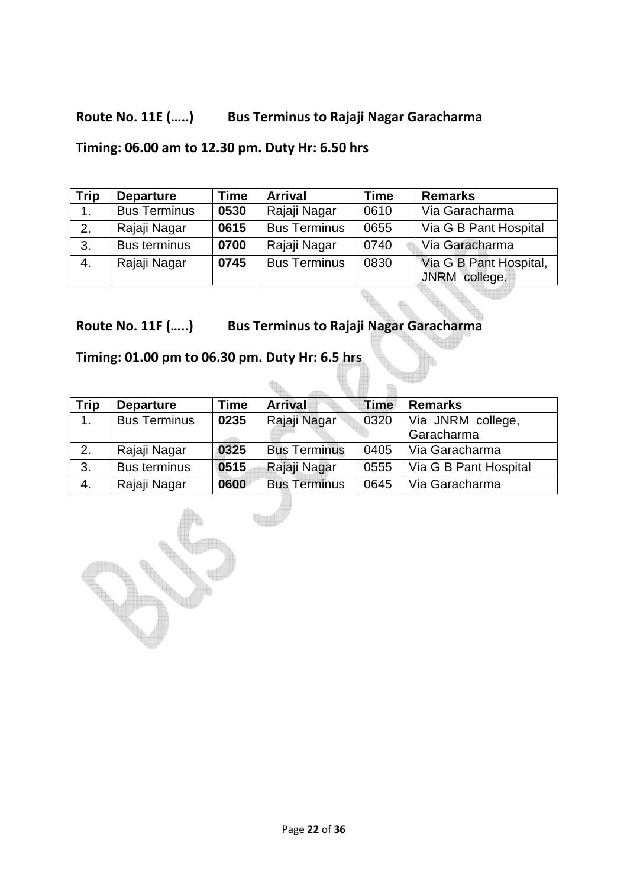**Route No. 11E (…..)        Bus Terminus to Rajaji Nagar Garacharma**

**Timing: 06.00 am to 12.30 pm. Duty Hr: 6.50 hrs**

| Trip | Departure | Time | Arrival | Time | Remarks |
|---|---|---|---|---|---|
| 1. | Bus Terminus | **0530** | Rajaji Nagar | 0610 | Via Garacharma |
| 2. | Rajaji Nagar | **0615** | Bus Terminus | 0655 | Via G B Pant Hospital |
| 3. | Bus terminus | **0700** | Rajaji Nagar | 0740 | Via Garacharma |
| 4. | Rajaji Nagar | **0745** | Bus Terminus | 0830 | Via G B Pant Hospital, JNRM college. |

**Route No. 11F (…..)        Bus Terminus to Rajaji Nagar Garacharma**

**Timing: 01.00 pm to 06.30 pm. Duty Hr: 6.5 hrs**

| Trip | Departure | Time | Arrival | Time | Remarks |
|---|---|---|---|---|---|
| 1. | Bus Terminus | **0235** | Rajaji Nagar | 0320 | Via JNRM college, Garacharma |
| 2. | Rajaji Nagar | **0325** | Bus Terminus | 0405 | Via Garacharma |
| 3. | Bus terminus | **0515** | Rajaji Nagar | 0555 | Via G B Pant Hospital |
| 4. | Rajaji Nagar | **0600** | Bus Terminus | 0645 | Via Garacharma |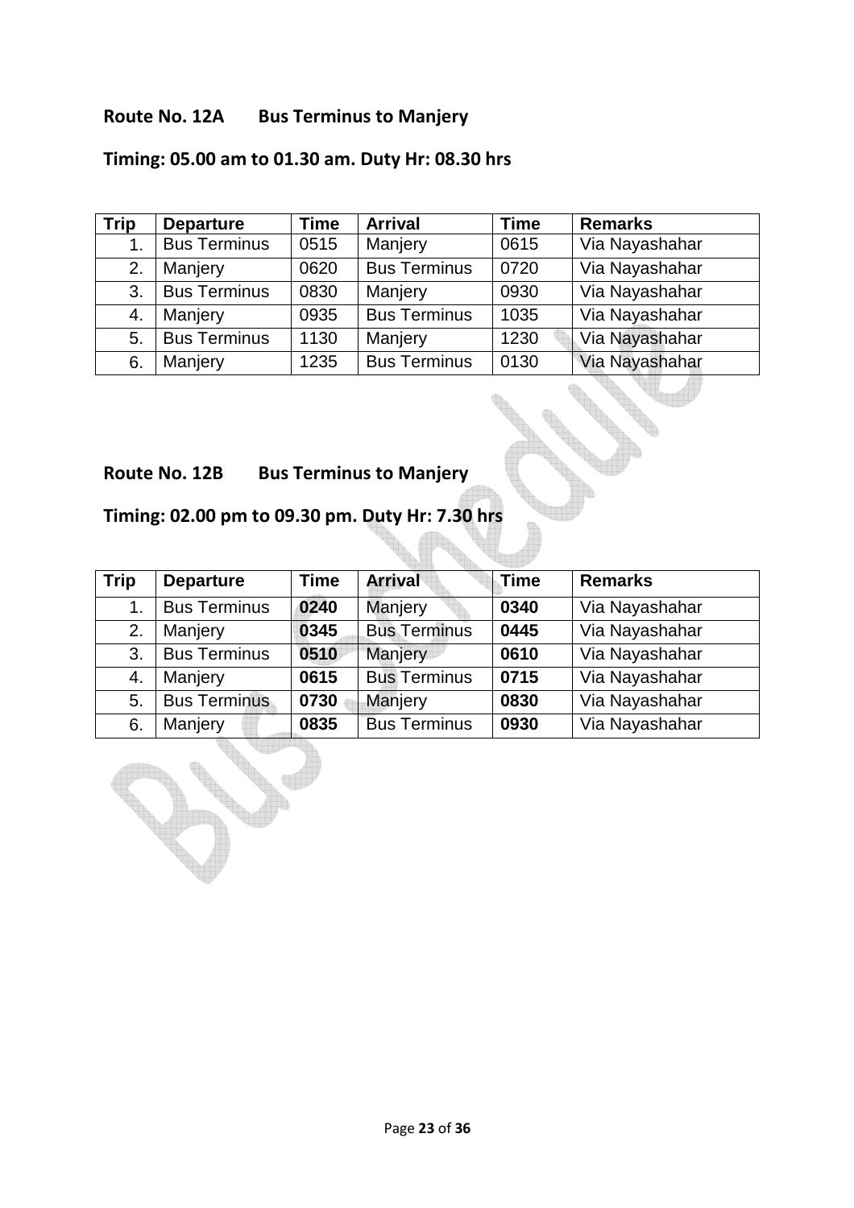**Route No. 12A  Bus Terminus to Manjery**

**Timing: 05.00 am to 01.30 am. Duty Hr: 08.30 hrs**

| Trip | Departure | Time | Arrival | Time | Remarks |
|---|---|---|---|---|---|
| 1. | Bus Terminus | 0515 | Manjery | 0615 | Via Nayashahar |
| 2. | Manjery | 0620 | Bus Terminus | 0720 | Via Nayashahar |
| 3. | Bus Terminus | 0830 | Manjery | 0930 | Via Nayashahar |
| 4. | Manjery | 0935 | Bus Terminus | 1035 | Via Nayashahar |
| 5. | Bus Terminus | 1130 | Manjery | 1230 | Via Nayashahar |
| 6. | Manjery | 1235 | Bus Terminus | 0130 | Via Nayashahar |

**Route No. 12B  Bus Terminus to Manjery**

**Timing: 02.00 pm to 09.30 pm. Duty Hr: 7.30 hrs**

| Trip | Departure | Time | Arrival | Time | Remarks |
|---|---|---|---|---|---|
| 1. | Bus Terminus | **0240** | Manjery | **0340** | Via Nayashahar |
| 2. | Manjery | **0345** | Bus Terminus | **0445** | Via Nayashahar |
| 3. | Bus Terminus | **0510** | Manjery | **0610** | Via Nayashahar |
| 4. | Manjery | **0615** | Bus Terminus | **0715** | Via Nayashahar |
| 5. | Bus Terminus | **0730** | Manjery | **0830** | Via Nayashahar |
| 6. | Manjery | **0835** | Bus Terminus | **0930** | Via Nayashahar |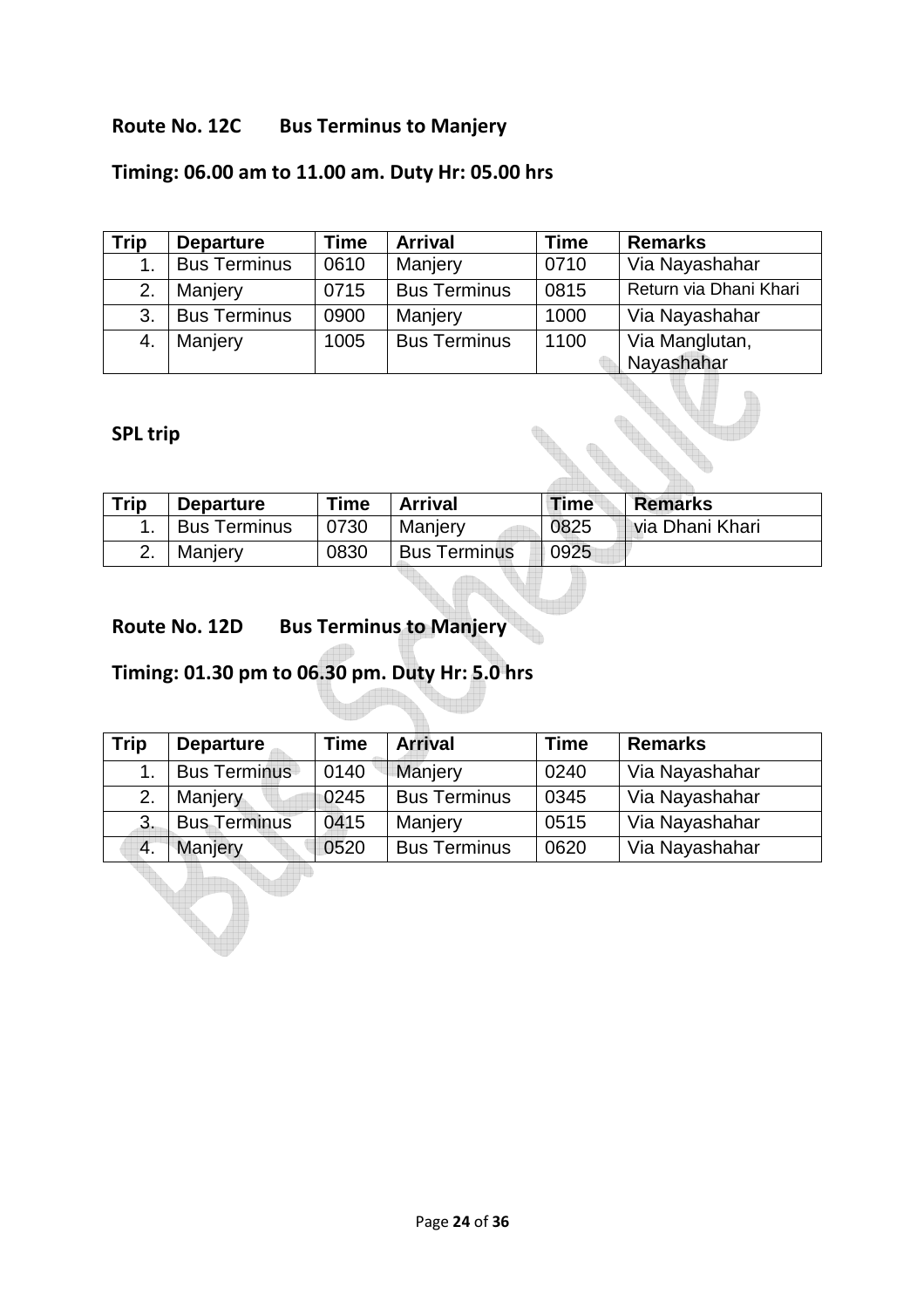## Route No. 12C Bus Terminus to Manjery

### Timing: 06.00 am to 11.00 am. Duty Hr: 05.00 hrs

| Trip | Departure | Time | Arrival | Time | Remarks |
|---|---|---|---|---|---|
| 1. | Bus Terminus | 0610 | Manjery | 0710 | Via Nayashahar |
| 2. | Manjery | 0715 | Bus Terminus | 0815 | Return via Dhani Khari |
| 3. | Bus Terminus | 0900 | Manjery | 1000 | Via Nayashahar |
| 4. | Manjery | 1005 | Bus Terminus | 1100 | Via Manglutan, Nayashahar |

### SPL trip

| Trip | Departure | Time | Arrival | Time | Remarks |
|---|---|---|---|---|---|
| 1. | Bus Terminus | 0730 | Manjery | 0825 | via Dhani Khari |
| 2. | Manjery | 0830 | Bus Terminus | 0925 | |

## Route No. 12D Bus Terminus to Manjery

### Timing: 01.30 pm to 06.30 pm. Duty Hr: 5.0 hrs

| Trip | Departure | Time | Arrival | Time | Remarks |
|---|---|---|---|---|---|
| 1. | Bus Terminus | 0140 | Manjery | 0240 | Via Nayashahar |
| 2. | Manjery | 0245 | Bus Terminus | 0345 | Via Nayashahar |
| 3. | Bus Terminus | 0415 | Manjery | 0515 | Via Nayashahar |
| 4. | Manjery | 0520 | Bus Terminus | 0620 | Via Nayashahar |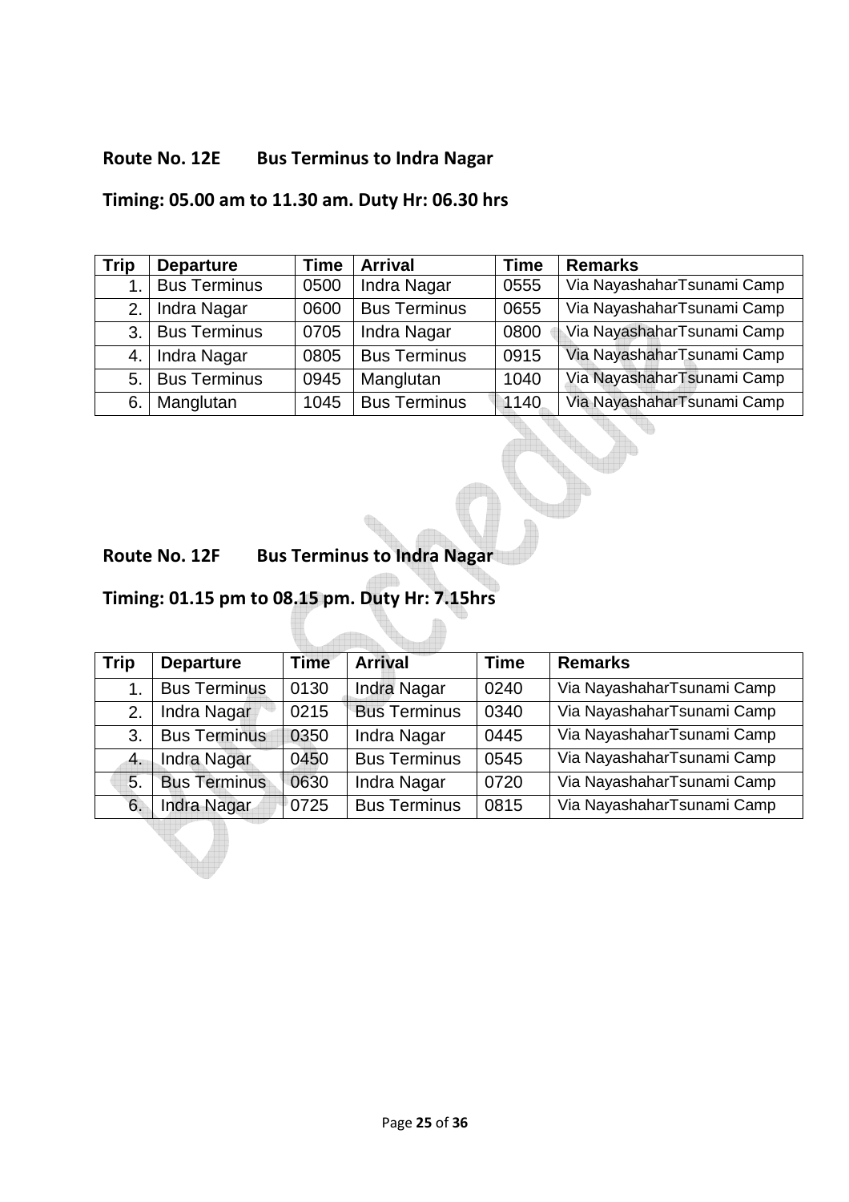**Route No. 12E Bus Terminus to Indra Nagar**

**Timing: 05.00 am to 11.30 am. Duty Hr: 06.30 hrs**

| Trip | Departure | Time | Arrival | Time | Remarks |
|---|---|---|---|---|---|
| 1. | Bus Terminus | 0500 | Indra Nagar | 0555 | Via NayashaharTsunami Camp |
| 2. | Indra Nagar | 0600 | Bus Terminus | 0655 | Via NayashaharTsunami Camp |
| 3. | Bus Terminus | 0705 | Indra Nagar | 0800 | Via NayashaharTsunami Camp |
| 4. | Indra Nagar | 0805 | Bus Terminus | 0915 | Via NayashaharTsunami Camp |
| 5. | Bus Terminus | 0945 | Manglutan | 1040 | Via NayashaharTsunami Camp |
| 6. | Manglutan | 1045 | Bus Terminus | 1140 | Via NayashaharTsunami Camp |

**Route No. 12F Bus Terminus to Indra Nagar**

**Timing: 01.15 pm to 08.15 pm. Duty Hr: 7.15hrs**

| Trip | Departure | Time | Arrival | Time | Remarks |
|---|---|---|---|---|---|
| 1. | Bus Terminus | 0130 | Indra Nagar | 0240 | Via NayashaharTsunami Camp |
| 2. | Indra Nagar | 0215 | Bus Terminus | 0340 | Via NayashaharTsunami Camp |
| 3. | Bus Terminus | 0350 | Indra Nagar | 0445 | Via NayashaharTsunami Camp |
| 4. | Indra Nagar | 0450 | Bus Terminus | 0545 | Via NayashaharTsunami Camp |
| 5. | Bus Terminus | 0630 | Indra Nagar | 0720 | Via NayashaharTsunami Camp |
| 6. | Indra Nagar | 0725 | Bus Terminus | 0815 | Via NayashaharTsunami Camp |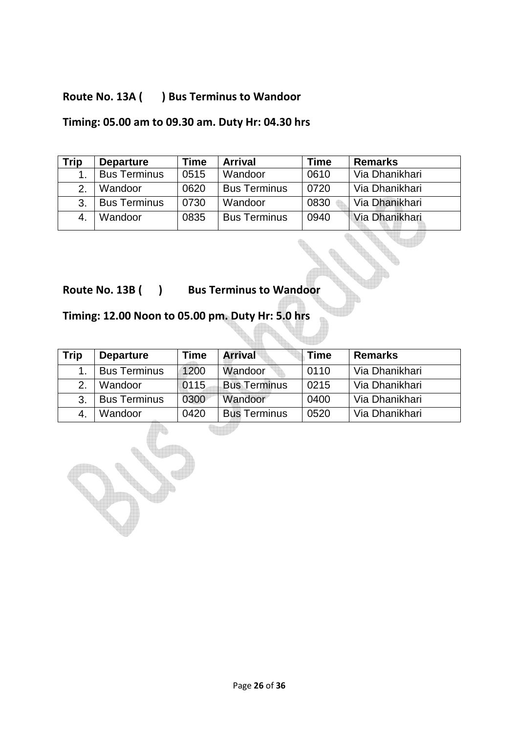**Route No. 13A (      ) Bus Terminus to Wandoor**

**Timing: 05.00 am to 09.30 am. Duty Hr: 04.30 hrs**

| Trip | Departure | Time | Arrival | Time | Remarks |
|---|---|---|---|---|---|
| 1. | Bus Terminus | 0515 | Wandoor | 0610 | Via Dhanikhari |
| 2. | Wandoor | 0620 | Bus Terminus | 0720 | Via Dhanikhari |
| 3. | Bus Terminus | 0730 | Wandoor | 0830 | Via Dhanikhari |
| 4. | Wandoor | 0835 | Bus Terminus | 0940 | Via Dhanikhari |

**Route No. 13B (      )        Bus Terminus to Wandoor**

**Timing: 12.00 Noon to 05.00 pm. Duty Hr: 5.0 hrs**

| Trip | Departure | Time | Arrival | Time | Remarks |
|---|---|---|---|---|---|
| 1. | Bus Terminus | 1200 | Wandoor | 0110 | Via Dhanikhari |
| 2. | Wandoor | 0115 | Bus Terminus | 0215 | Via Dhanikhari |
| 3. | Bus Terminus | 0300 | Wandoor | 0400 | Via Dhanikhari |
| 4. | Wandoor | 0420 | Bus Terminus | 0520 | Via Dhanikhari |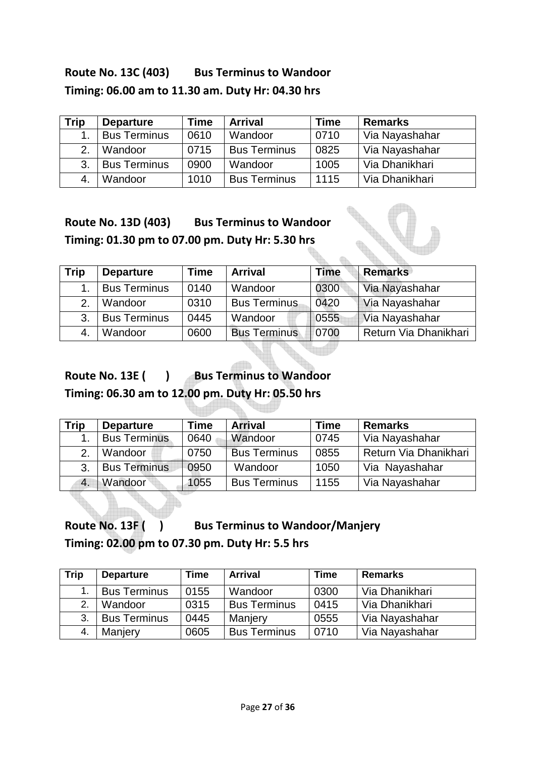**Route No. 13C (403)        Bus Terminus to Wandoor**

**Timing: 06.00 am to 11.30 am. Duty Hr: 04.30 hrs**

| Trip | Departure | Time | Arrival | Time | Remarks |
|---|---|---|---|---|---|
| 1. | Bus Terminus | 0610 | Wandoor | 0710 | Via Nayashahar |
| 2. | Wandoor | 0715 | Bus Terminus | 0825 | Via Nayashahar |
| 3. | Bus Terminus | 0900 | Wandoor | 1005 | Via Dhanikhari |
| 4. | Wandoor | 1010 | Bus Terminus | 1115 | Via Dhanikhari |

**Route No. 13D (403)        Bus Terminus to Wandoor**

**Timing: 01.30 pm to 07.00 pm. Duty Hr: 5.30 hrs**

| Trip | Departure | Time | Arrival | Time | Remarks |
|---|---|---|---|---|---|
| 1. | Bus Terminus | 0140 | Wandoor | 0300 | Via Nayashahar |
| 2. | Wandoor | 0310 | Bus Terminus | 0420 | Via Nayashahar |
| 3. | Bus Terminus | 0445 | Wandoor | 0555 | Via Nayashahar |
| 4. | Wandoor | 0600 | Bus Terminus | 0700 | Return Via Dhanikhari |

**Route No. 13E (      )        Bus Terminus to Wandoor**

**Timing: 06.30 am to 12.00 pm. Duty Hr: 05.50 hrs**

| Trip | Departure | Time | Arrival | Time | Remarks |
|---|---|---|---|---|---|
| 1. | Bus Terminus | 0640 | Wandoor | 0745 | Via Nayashahar |
| 2. | Wandoor | 0750 | Bus Terminus | 0855 | Return Via Dhanikhari |
| 3. | Bus Terminus | 0950 | Wandoor | 1050 | Via Nayashahar |
| 4. | Wandoor | 1055 | Bus Terminus | 1155 | Via Nayashahar |

**Route No. 13F (      )        Bus Terminus to Wandoor/Manjery**

**Timing: 02.00 pm to 07.30 pm. Duty Hr: 5.5 hrs**

| Trip | Departure | Time | Arrival | Time | Remarks |
|---|---|---|---|---|---|
| 1. | Bus Terminus | 0155 | Wandoor | 0300 | Via Dhanikhari |
| 2. | Wandoor | 0315 | Bus Terminus | 0415 | Via Dhanikhari |
| 3. | Bus Terminus | 0445 | Manjery | 0555 | Via Nayashahar |
| 4. | Manjery | 0605 | Bus Terminus | 0710 | Via Nayashahar |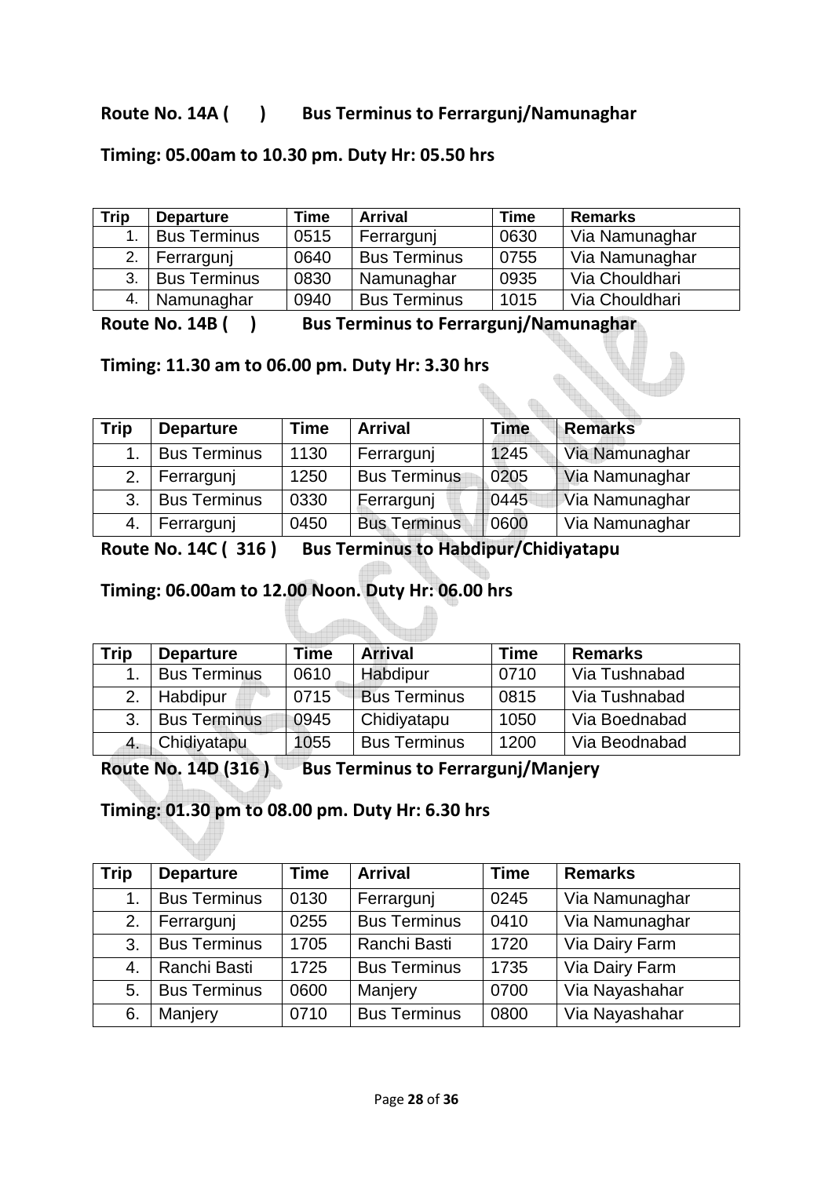**Route No. 14A ( ) Bus Terminus to Ferrargunj/Namunaghar**

**Timing: 05.00am to 10.30 pm. Duty Hr: 05.50 hrs**

| Trip | Departure | Time | Arrival | Time | Remarks |
|---|---|---|---|---|---|
| 1. | Bus Terminus | 0515 | Ferrargunj | 0630 | Via Namunaghar |
| 2. | Ferrargunj | 0640 | Bus Terminus | 0755 | Via Namunaghar |
| 3. | Bus Terminus | 0830 | Namunaghar | 0935 | Via Chouldhari |
| 4. | Namunaghar | 0940 | Bus Terminus | 1015 | Via Chouldhari |

**Route No. 14B ( ) Bus Terminus to Ferrargunj/Namunaghar**

**Timing: 11.30 am to 06.00 pm. Duty Hr: 3.30 hrs**

| Trip | Departure | Time | Arrival | Time | Remarks |
|---|---|---|---|---|---|
| 1. | Bus Terminus | 1130 | Ferrargunj | 1245 | Via Namunaghar |
| 2. | Ferrargunj | 1250 | Bus Terminus | 0205 | Via Namunaghar |
| 3. | Bus Terminus | 0330 | Ferrargunj | 0445 | Via Namunaghar |
| 4. | Ferrargunj | 0450 | Bus Terminus | 0600 | Via Namunaghar |

**Route No. 14C ( 316 ) Bus Terminus to Habdipur/Chidiyatapu**

**Timing: 06.00am to 12.00 Noon. Duty Hr: 06.00 hrs**

| Trip | Departure | Time | Arrival | Time | Remarks |
|---|---|---|---|---|---|
| 1. | Bus Terminus | 0610 | Habdipur | 0710 | Via Tushnabad |
| 2. | Habdipur | 0715 | Bus Terminus | 0815 | Via Tushnabad |
| 3. | Bus Terminus | 0945 | Chidiyatapu | 1050 | Via Boednabad |
| 4. | Chidiyatapu | 1055 | Bus Terminus | 1200 | Via Beodnabad |

**Route No. 14D (316 ) Bus Terminus to Ferrargunj/Manjery**

**Timing: 01.30 pm to 08.00 pm. Duty Hr: 6.30 hrs**

| Trip | Departure | Time | Arrival | Time | Remarks |
|---|---|---|---|---|---|
| 1. | Bus Terminus | 0130 | Ferrargunj | 0245 | Via Namunaghar |
| 2. | Ferrargunj | 0255 | Bus Terminus | 0410 | Via Namunaghar |
| 3. | Bus Terminus | 1705 | Ranchi Basti | 1720 | Via Dairy Farm |
| 4. | Ranchi Basti | 1725 | Bus Terminus | 1735 | Via Dairy Farm |
| 5. | Bus Terminus | 0600 | Manjery | 0700 | Via Nayashahar |
| 6. | Manjery | 0710 | Bus Terminus | 0800 | Via Nayashahar |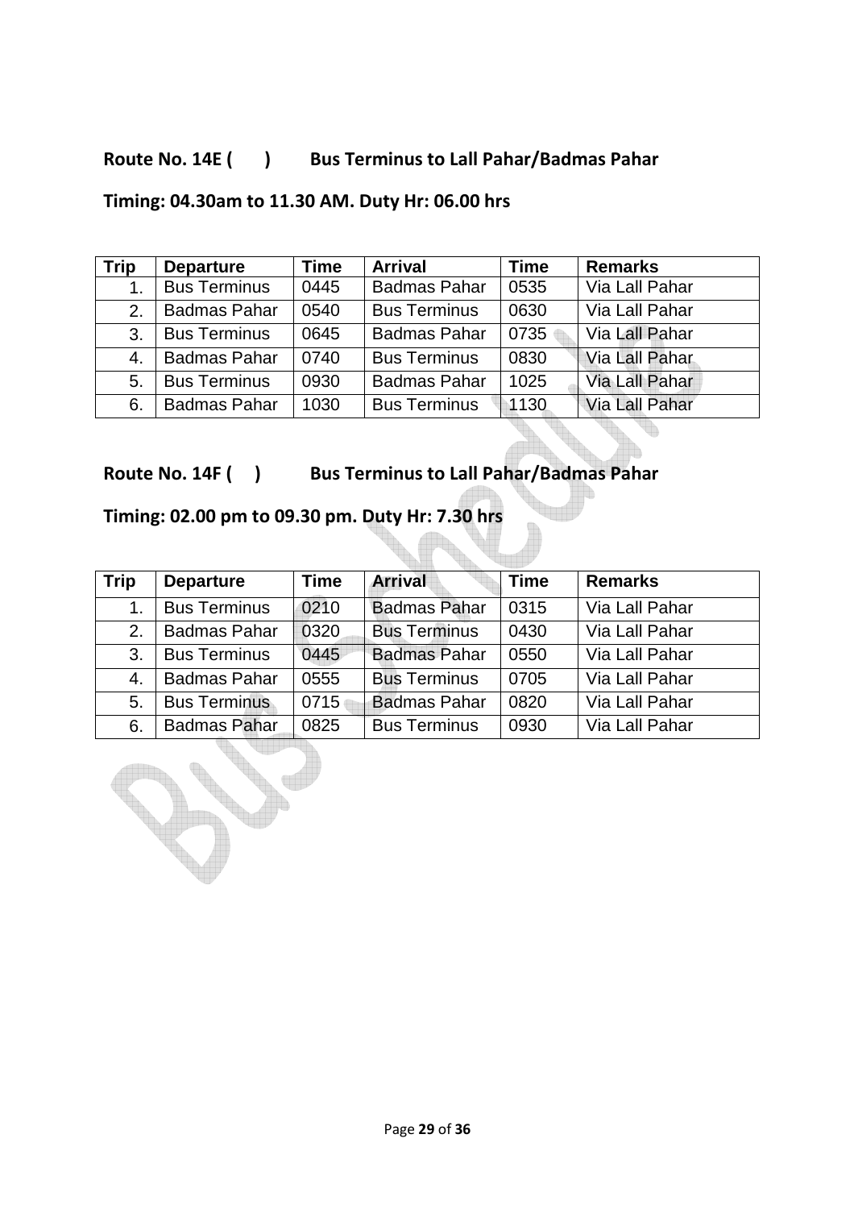## Route No. 14E (      )       Bus Terminus to Lall Pahar/Badmas Pahar

## Timing: 04.30am to 11.30 AM. Duty Hr: 06.00 hrs

| Trip | Departure | Time | Arrival | Time | Remarks |
|---|---|---|---|---|---|
| 1. | Bus Terminus | 0445 | Badmas Pahar | 0535 | Via Lall Pahar |
| 2. | Badmas Pahar | 0540 | Bus Terminus | 0630 | Via Lall Pahar |
| 3. | Bus Terminus | 0645 | Badmas Pahar | 0735 | Via Lall Pahar |
| 4. | Badmas Pahar | 0740 | Bus Terminus | 0830 | Via Lall Pahar |
| 5. | Bus Terminus | 0930 | Badmas Pahar | 1025 | Via Lall Pahar |
| 6. | Badmas Pahar | 1030 | Bus Terminus | 1130 | Via Lall Pahar |

## Route No. 14F (    )       Bus Terminus to Lall Pahar/Badmas Pahar

## Timing: 02.00 pm to 09.30 pm. Duty Hr: 7.30 hrs

| Trip | Departure | Time | Arrival | Time | Remarks |
|---|---|---|---|---|---|
| 1. | Bus Terminus | 0210 | Badmas Pahar | 0315 | Via Lall Pahar |
| 2. | Badmas Pahar | 0320 | Bus Terminus | 0430 | Via Lall Pahar |
| 3. | Bus Terminus | 0445 | Badmas Pahar | 0550 | Via Lall Pahar |
| 4. | Badmas Pahar | 0555 | Bus Terminus | 0705 | Via Lall Pahar |
| 5. | Bus Terminus | 0715 | Badmas Pahar | 0820 | Via Lall Pahar |
| 6. | Badmas Pahar | 0825 | Bus Terminus | 0930 | Via Lall Pahar |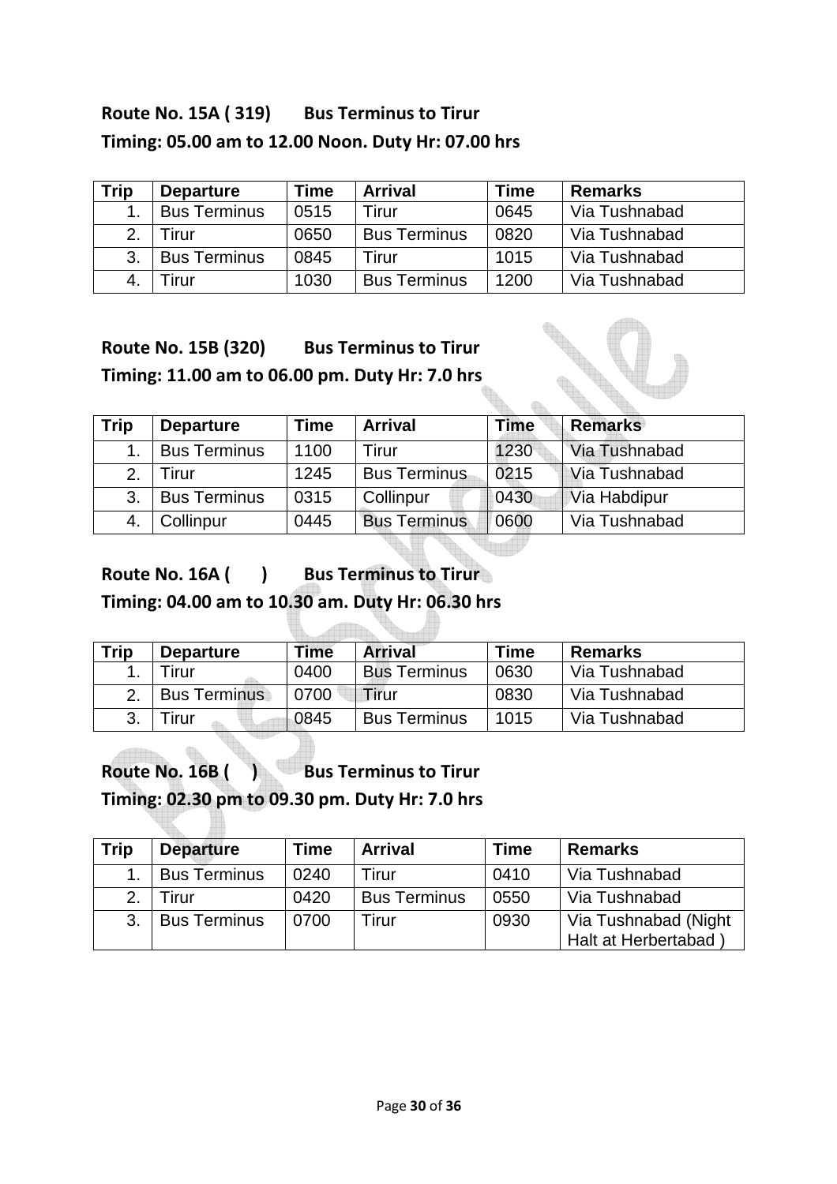**Route No. 15A ( 319)    Bus Terminus to Tirur**

**Timing: 05.00 am to 12.00 Noon. Duty Hr: 07.00 hrs**

| Trip | Departure | Time | Arrival | Time | Remarks |
|---|---|---|---|---|---|
| 1. | Bus Terminus | 0515 | Tirur | 0645 | Via Tushnabad |
| 2. | Tirur | 0650 | Bus Terminus | 0820 | Via Tushnabad |
| 3. | Bus Terminus | 0845 | Tirur | 1015 | Via Tushnabad |
| 4. | Tirur | 1030 | Bus Terminus | 1200 | Via Tushnabad |

**Route No. 15B (320)    Bus Terminus to Tirur**

**Timing: 11.00 am to 06.00 pm. Duty Hr: 7.0 hrs**

| Trip | Departure | Time | Arrival | Time | Remarks |
|---|---|---|---|---|---|
| 1. | Bus Terminus | 1100 | Tirur | 1230 | Via Tushnabad |
| 2. | Tirur | 1245 | Bus Terminus | 0215 | Via Tushnabad |
| 3. | Bus Terminus | 0315 | Collinpur | 0430 | Via Habdipur |
| 4. | Collinpur | 0445 | Bus Terminus | 0600 | Via Tushnabad |

**Route No. 16A (    )    Bus Terminus to Tirur**

**Timing: 04.00 am to 10.30 am. Duty Hr: 06.30 hrs**

| Trip | Departure | Time | Arrival | Time | Remarks |
|---|---|---|---|---|---|
| 1. | Tirur | 0400 | Bus Terminus | 0630 | Via Tushnabad |
| 2. | Bus Terminus | 0700 | Tirur | 0830 | Via Tushnabad |
| 3. | Tirur | 0845 | Bus Terminus | 1015 | Via Tushnabad |

**Route No. 16B (    )    Bus Terminus to Tirur**

**Timing: 02.30 pm to 09.30 pm. Duty Hr: 7.0 hrs**

| Trip | Departure | Time | Arrival | Time | Remarks |
|---|---|---|---|---|---|
| 1. | Bus Terminus | 0240 | Tirur | 0410 | Via Tushnabad |
| 2. | Tirur | 0420 | Bus Terminus | 0550 | Via Tushnabad |
| 3. | Bus Terminus | 0700 | Tirur | 0930 | Via Tushnabad (Night Halt at Herbertabad ) |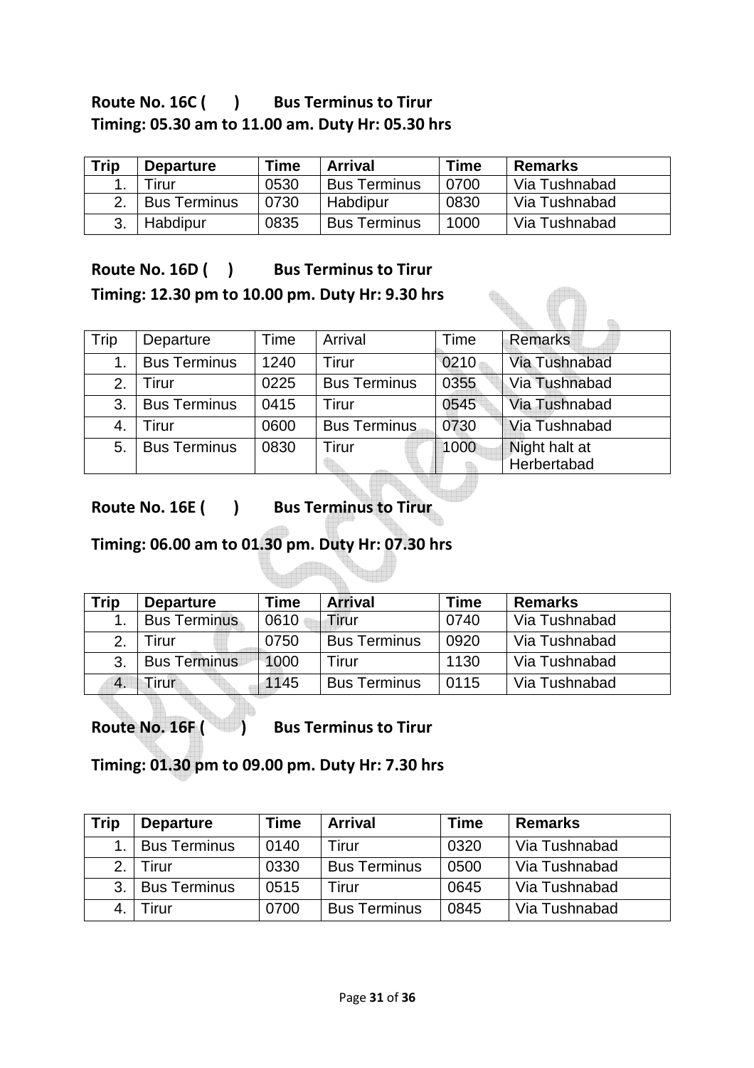**Route No. 16C (       )        Bus Terminus to Tirur**
**Timing: 05.30 am to 11.00 am. Duty Hr: 05.30 hrs**

| Trip | Departure | Time | Arrival | Time | Remarks |
|---|---|---|---|---|---|
| 1. | Tirur | 0530 | Bus Terminus | 0700 | Via Tushnabad |
| 2. | Bus Terminus | 0730 | Habdipur | 0830 | Via Tushnabad |
| 3. | Habdipur | 0835 | Bus Terminus | 1000 | Via Tushnabad |

**Route No. 16D (     )        Bus Terminus to Tirur**
**Timing: 12.30 pm to 10.00 pm. Duty Hr: 9.30 hrs**

| Trip | Departure | Time | Arrival | Time | Remarks |
|---|---|---|---|---|---|
| 1. | Bus Terminus | 1240 | Tirur | 0210 | Via Tushnabad |
| 2. | Tirur | 0225 | Bus Terminus | 0355 | Via Tushnabad |
| 3. | Bus Terminus | 0415 | Tirur | 0545 | Via Tushnabad |
| 4. | Tirur | 0600 | Bus Terminus | 0730 | Via Tushnabad |
| 5. | Bus Terminus | 0830 | Tirur | 1000 | Night halt at Herbertabad |

**Route No. 16E (       )        Bus Terminus to Tirur**

**Timing: 06.00 am to 01.30 pm. Duty Hr: 07.30 hrs**

| Trip | Departure | Time | Arrival | Time | Remarks |
|---|---|---|---|---|---|
| 1. | Bus Terminus | 0610 | Tirur | 0740 | Via Tushnabad |
| 2. | Tirur | 0750 | Bus Terminus | 0920 | Via Tushnabad |
| 3. | Bus Terminus | 1000 | Tirur | 1130 | Via Tushnabad |
| 4. | Tirur | 1145 | Bus Terminus | 0115 | Via Tushnabad |

**Route No. 16F (       )        Bus Terminus to Tirur**

**Timing: 01.30 pm to 09.00 pm. Duty Hr: 7.30 hrs**

| Trip | Departure | Time | Arrival | Time | Remarks |
|---|---|---|---|---|---|
| 1. | Bus Terminus | 0140 | Tirur | 0320 | Via Tushnabad |
| 2. | Tirur | 0330 | Bus Terminus | 0500 | Via Tushnabad |
| 3. | Bus Terminus | 0515 | Tirur | 0645 | Via Tushnabad |
| 4. | Tirur | 0700 | Bus Terminus | 0845 | Via Tushnabad |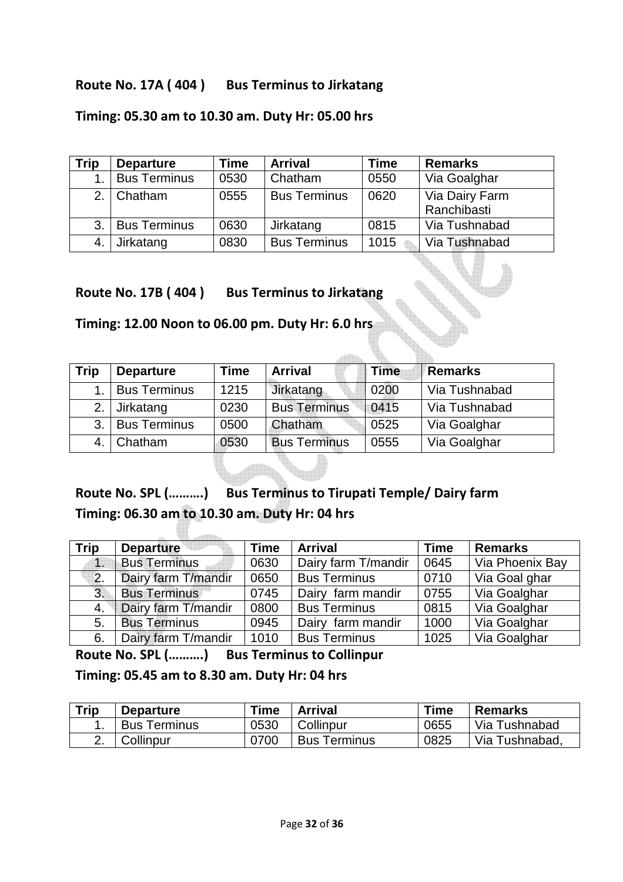**Route No. 17A ( 404 )      Bus Terminus to Jirkatang**

**Timing: 05.30 am to 10.30 am. Duty Hr: 05.00 hrs**

| Trip | Departure | Time | Arrival | Time | Remarks |
|---|---|---|---|---|---|
| 1. | Bus Terminus | 0530 | Chatham | 0550 | Via Goalghar |
| 2. | Chatham | 0555 | Bus Terminus | 0620 | Via Dairy Farm Ranchibasti |
| 3. | Bus Terminus | 0630 | Jirkatang | 0815 | Via Tushnabad |
| 4. | Jirkatang | 0830 | Bus Terminus | 1015 | Via Tushnabad |

**Route No. 17B ( 404 )      Bus Terminus to Jirkatang**

**Timing: 12.00 Noon to 06.00 pm. Duty Hr: 6.0 hrs**

| Trip | Departure | Time | Arrival | Time | Remarks |
|---|---|---|---|---|---|
| 1. | Bus Terminus | 1215 | Jirkatang | 0200 | Via Tushnabad |
| 2. | Jirkatang | 0230 | Bus Terminus | 0415 | Via Tushnabad |
| 3. | Bus Terminus | 0500 | Chatham | 0525 | Via Goalghar |
| 4. | Chatham | 0530 | Bus Terminus | 0555 | Via Goalghar |

**Route No. SPL (……….)      Bus Terminus to Tirupati Temple/ Dairy farm**

**Timing: 06.30 am to 10.30 am. Duty Hr: 04 hrs**

| Trip | Departure | Time | Arrival | Time | Remarks |
|---|---|---|---|---|---|
| 1. | Bus Terminus | 0630 | Dairy farm T/mandir | 0645 | Via Phoenix Bay |
| 2. | Dairy farm T/mandir | 0650 | Bus Terminus | 0710 | Via Goal ghar |
| 3. | Bus Terminus | 0745 | Dairy farm mandir | 0755 | Via Goalghar |
| 4. | Dairy farm T/mandir | 0800 | Bus Terminus | 0815 | Via Goalghar |
| 5. | Bus Terminus | 0945 | Dairy farm mandir | 1000 | Via Goalghar |
| 6. | Dairy farm T/mandir | 1010 | Bus Terminus | 1025 | Via Goalghar |

**Route No. SPL (……….)      Bus Terminus to Collinpur**

**Timing: 05.45 am to 8.30 am. Duty Hr: 04 hrs**

| Trip | Departure | Time | Arrival | Time | Remarks |
|---|---|---|---|---|---|
| 1. | Bus Terminus | 0530 | Collinpur | 0655 | Via Tushnabad |
| 2. | Collinpur | 0700 | Bus Terminus | 0825 | Via Tushnabad, |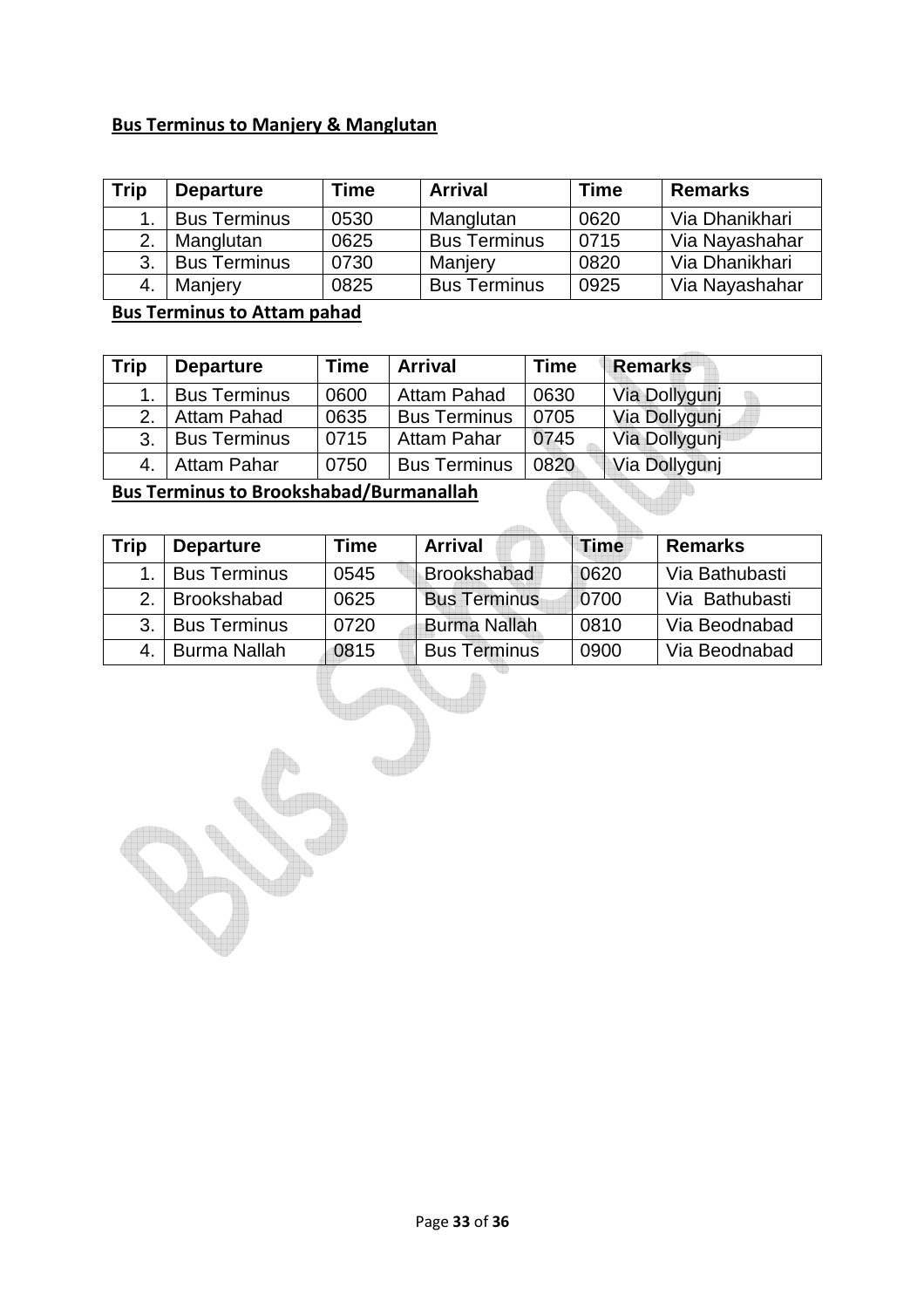**Bus Terminus to Manjery & Manglutan**

| Trip | Departure | Time | Arrival | Time | Remarks |
|---|---|---|---|---|---|
| 1. | Bus Terminus | 0530 | Manglutan | 0620 | Via Dhanikhari |
| 2. | Manglutan | 0625 | Bus Terminus | 0715 | Via Nayashahar |
| 3. | Bus Terminus | 0730 | Manjery | 0820 | Via Dhanikhari |
| 4. | Manjery | 0825 | Bus Terminus | 0925 | Via Nayashahar |

**Bus Terminus to Attam pahad**

| Trip | Departure | Time | Arrival | Time | Remarks |
|---|---|---|---|---|---|
| 1. | Bus Terminus | 0600 | Attam Pahad | 0630 | Via Dollygunj |
| 2. | Attam Pahad | 0635 | Bus Terminus | 0705 | Via Dollygunj |
| 3. | Bus Terminus | 0715 | Attam Pahar | 0745 | Via Dollygunj |
| 4. | Attam Pahar | 0750 | Bus Terminus | 0820 | Via Dollygunj |

**Bus Terminus to Brookshabad/Burmanallah**

| Trip | Departure | Time | Arrival | Time | Remarks |
|---|---|---|---|---|---|
| 1. | Bus Terminus | 0545 | Brookshabad | 0620 | Via Bathubasti |
| 2. | Brookshabad | 0625 | Bus Terminus | 0700 | Via Bathubasti |
| 3. | Bus Terminus | 0720 | Burma Nallah | 0810 | Via Beodnabad |
| 4. | Burma Nallah | 0815 | Bus Terminus | 0900 | Via Beodnabad |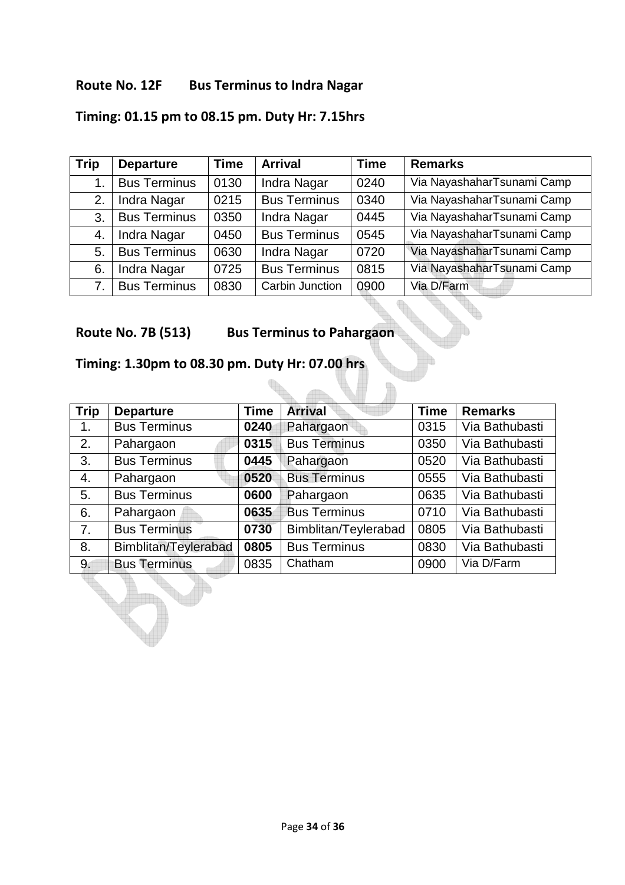**Route No. 12F Bus Terminus to Indra Nagar**

**Timing: 01.15 pm to 08.15 pm. Duty Hr: 7.15hrs**

| Trip | Departure | Time | Arrival | Time | Remarks |
|---|---|---|---|---|---|
| 1. | Bus Terminus | 0130 | Indra Nagar | 0240 | Via NayashaharTsunami Camp |
| 2. | Indra Nagar | 0215 | Bus Terminus | 0340 | Via NayashaharTsunami Camp |
| 3. | Bus Terminus | 0350 | Indra Nagar | 0445 | Via NayashaharTsunami Camp |
| 4. | Indra Nagar | 0450 | Bus Terminus | 0545 | Via NayashaharTsunami Camp |
| 5. | Bus Terminus | 0630 | Indra Nagar | 0720 | Via NayashaharTsunami Camp |
| 6. | Indra Nagar | 0725 | Bus Terminus | 0815 | Via NayashaharTsunami Camp |
| 7. | Bus Terminus | 0830 | Carbin Junction | 0900 | Via D/Farm |

**Route No. 7B (513) Bus Terminus to Pahargaon**

**Timing: 1.30pm to 08.30 pm. Duty Hr: 07.00 hrs**

| Trip | Departure | Time | Arrival | Time | Remarks |
|---|---|---|---|---|---|
| 1. | Bus Terminus | **0240** | Pahargaon | 0315 | Via Bathubasti |
| 2. | Pahargaon | **0315** | Bus Terminus | 0350 | Via Bathubasti |
| 3. | Bus Terminus | **0445** | Pahargaon | 0520 | Via Bathubasti |
| 4. | Pahargaon | **0520** | Bus Terminus | 0555 | Via Bathubasti |
| 5. | Bus Terminus | **0600** | Pahargaon | 0635 | Via Bathubasti |
| 6. | Pahargaon | **0635** | Bus Terminus | 0710 | Via Bathubasti |
| 7. | Bus Terminus | **0730** | Bimblitan/Teylerabad | 0805 | Via Bathubasti |
| 8. | Bimblitan/Teylerabad | **0805** | Bus Terminus | 0830 | Via Bathubasti |
| 9. | Bus Terminus | 0835 | Chatham | 0900 | Via D/Farm |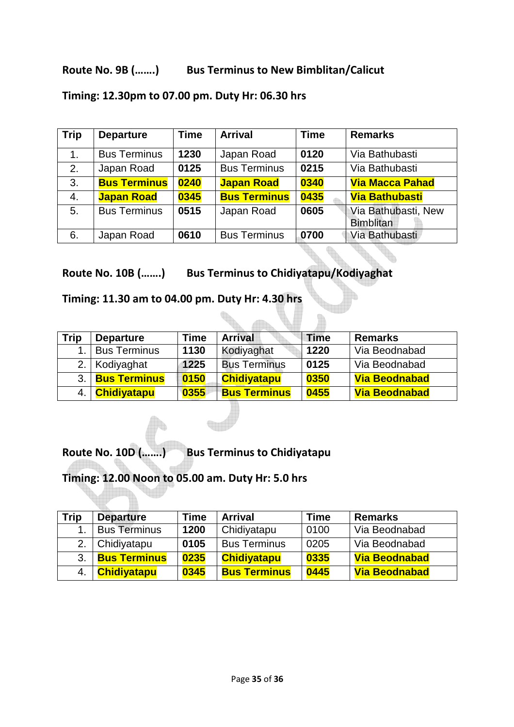**Route No. 9B (…….) Bus Terminus to New Bimblitan/Calicut**

**Timing: 12.30pm to 07.00 pm. Duty Hr: 06.30 hrs**

| Trip | Departure | Time | Arrival | Time | Remarks |
|---|---|---|---|---|---|
| 1. | Bus Terminus | **1230** | Japan Road | **0120** | Via Bathubasti |
| 2. | Japan Road | **0125** | Bus Terminus | **0215** | Via Bathubasti |
| 3. | **Bus Terminus** | **0240** | **Japan Road** | **0340** | **Via Macca Pahad** |
| 4. | **Japan Road** | **0345** | **Bus Terminus** | **0435** | **Via Bathubasti** |
| 5. | Bus Terminus | **0515** | Japan Road | **0605** | Via Bathubasti, New Bimblitan |
| 6. | Japan Road | **0610** | Bus Terminus | **0700** | Via Bathubasti |

**Route No. 10B (…….) Bus Terminus to Chidiyatapu/Kodiyaghat**

**Timing: 11.30 am to 04.00 pm. Duty Hr: 4.30 hrs**

| Trip | Departure | Time | Arrival | Time | Remarks |
|---|---|---|---|---|---|
| 1. | Bus Terminus | **1130** | Kodiyaghat | **1220** | Via Beodnabad |
| 2. | Kodiyaghat | **1225** | Bus Terminus | **0125** | Via Beodnabad |
| 3. | **Bus Terminus** | **0150** | **Chidiyatapu** | **0350** | **Via Beodnabad** |
| 4. | **Chidiyatapu** | **0355** | **Bus Terminus** | **0455** | **Via Beodnabad** |

**Route No. 10D (…….) Bus Terminus to Chidiyatapu**

**Timing: 12.00 Noon to 05.00 am. Duty Hr: 5.0 hrs**

| Trip | Departure | Time | Arrival | Time | Remarks |
|---|---|---|---|---|---|
| 1. | Bus Terminus | **1200** | Chidiyatapu | 0100 | Via Beodnabad |
| 2. | Chidiyatapu | **0105** | Bus Terminus | 0205 | Via Beodnabad |
| 3. | **Bus Terminus** | **0235** | **Chidiyatapu** | **0335** | **Via Beodnabad** |
| 4. | **Chidiyatapu** | **0345** | **Bus Terminus** | **0445** | **Via Beodnabad** |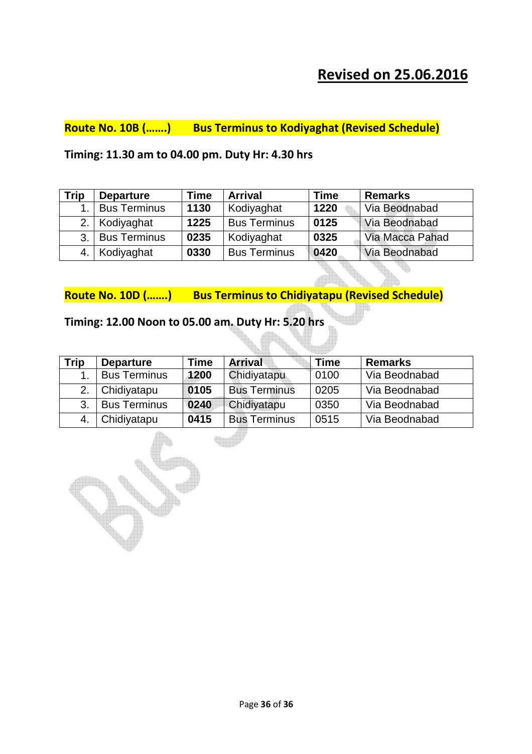## Revised on 25.06.2016

**Route No. 10B (…….)     Bus Terminus to Kodiyaghat (Revised Schedule)**

**Timing: 11.30 am to 04.00 pm. Duty Hr: 4.30 hrs**

| Trip | Departure | Time | Arrival | Time | Remarks |
|---|---|---|---|---|---|
| 1. | Bus Terminus | **1130** | Kodiyaghat | **1220** | Via Beodnabad |
| 2. | Kodiyaghat | **1225** | Bus Terminus | **0125** | Via Beodnabad |
| 3. | Bus Terminus | **0235** | Kodiyaghat | **0325** | Via Macca Pahad |
| 4. | Kodiyaghat | **0330** | Bus Terminus | **0420** | Via Beodnabad |

**Route No. 10D (…….)     Bus Terminus to Chidiyatapu (Revised Schedule)**

**Timing: 12.00 Noon to 05.00 am. Duty Hr: 5.20 hrs**

| Trip | Departure | Time | Arrival | Time | Remarks |
|---|---|---|---|---|---|
| 1. | Bus Terminus | **1200** | Chidiyatapu | 0100 | Via Beodnabad |
| 2. | Chidiyatapu | **0105** | Bus Terminus | 0205 | Via Beodnabad |
| 3. | Bus Terminus | **0240** | Chidiyatapu | 0350 | Via Beodnabad |
| 4. | Chidiyatapu | **0415** | Bus Terminus | 0515 | Via Beodnabad |